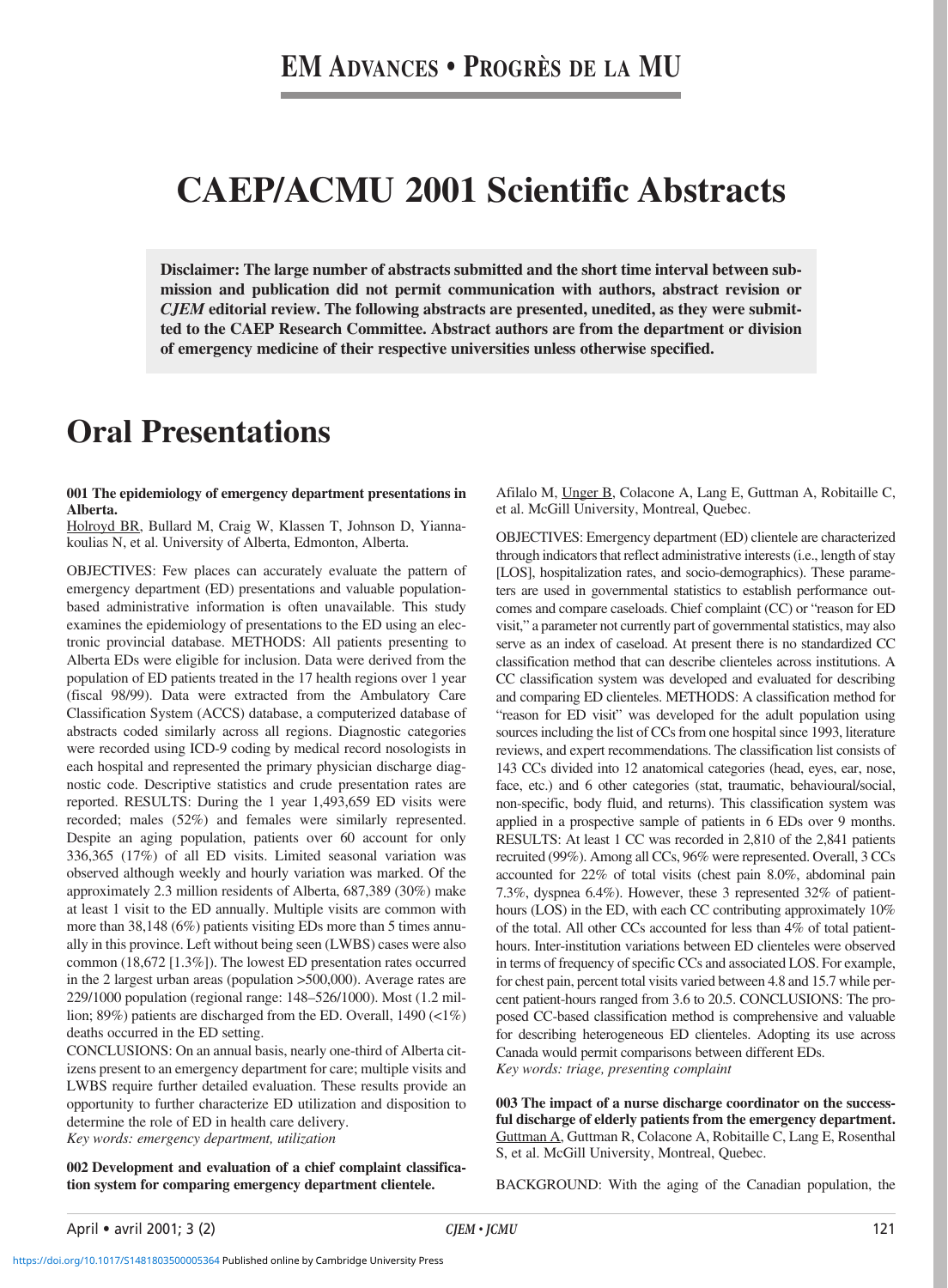# EM ADVANCES • PROGRÈS DE LA MU

# CAEP/ACMU 2001 Scientific Abstracts

**Disclaimer: The large number of abstracts submitted and the short time interval between submission and publication did not permit communication with authors, abstract revision or *CJEM* editorial review. The following abstracts are presented, unedited, as they were submitted to the CAEP Research Committee. Abstract authors are from the department or division of emergency medicine of their respective universities unless otherwise specified.**

## Oral Presentations

**001 The epidemiology of emergency department presentations in Alberta.**
Holroyd BR, Bullard M, Craig W, Klassen T, Johnson D, Yiannakoulias N, et al. University of Alberta, Edmonton, Alberta.

OBJECTIVES: Few places can accurately evaluate the pattern of emergency department (ED) presentations and valuable population-based administrative information is often unavailable. This study examines the epidemiology of presentations to the ED using an electronic provincial database. METHODS: All patients presenting to Alberta EDs were eligible for inclusion. Data were derived from the population of ED patients treated in the 17 health regions over 1 year (fiscal 98/99). Data were extracted from the Ambulatory Care Classification System (ACCS) database, a computerized database of abstracts coded similarly across all regions. Diagnostic categories were recorded using ICD-9 coding by medical record nosologists in each hospital and represented the primary physician discharge diagnostic code. Descriptive statistics and crude presentation rates are reported. RESULTS: During the 1 year 1,493,659 ED visits were recorded; males (52%) and females were similarly represented. Despite an aging population, patients over 60 account for only 336,365 (17%) of all ED visits. Limited seasonal variation was observed although weekly and hourly variation was marked. Of the approximately 2.3 million residents of Alberta, 687,389 (30%) make at least 1 visit to the ED annually. Multiple visits are common with more than 38,148 (6%) patients visiting EDs more than 5 times annually in this province. Left without being seen (LWBS) cases were also common (18,672 [1.3%]). The lowest ED presentation rates occurred in the 2 largest urban areas (population >500,000). Average rates are 229/1000 population (regional range: 148–526/1000). Most (1.2 million; 89%) patients are discharged from the ED. Overall, 1490 (<1%) deaths occurred in the ED setting.
CONCLUSIONS: On an annual basis, nearly one-third of Alberta citizens present to an emergency department for care; multiple visits and LWBS require further detailed evaluation. These results provide an opportunity to further characterize ED utilization and disposition to determine the role of ED in health care delivery.
*Key words: emergency department, utilization*

**002 Development and evaluation of a chief complaint classification system for comparing emergency department clientele.**
Afilalo M, Unger B, Colacone A, Lang E, Guttman A, Robitaille C, et al. McGill University, Montreal, Quebec.

OBJECTIVES: Emergency department (ED) clientele are characterized through indicators that reflect administrative interests (i.e., length of stay [LOS], hospitalization rates, and socio-demographics). These parameters are used in governmental statistics to establish performance outcomes and compare caseloads. Chief complaint (CC) or "reason for ED visit," a parameter not currently part of governmental statistics, may also serve as an index of caseload. At present there is no standardized CC classification method that can describe clienteles across institutions. A CC classification system was developed and evaluated for describing and comparing ED clienteles. METHODS: A classification method for "reason for ED visit" was developed for the adult population using sources including the list of CCs from one hospital since 1993, literature reviews, and expert recommendations. The classification list consists of 143 CCs divided into 12 anatomical categories (head, eyes, ear, nose, face, etc.) and 6 other categories (stat, traumatic, behavioural/social, non-specific, body fluid, and returns). This classification system was applied in a prospective sample of patients in 6 EDs over 9 months. RESULTS: At least 1 CC was recorded in 2,810 of the 2,841 patients recruited (99%). Among all CCs, 96% were represented. Overall, 3 CCs accounted for 22% of total visits (chest pain 8.0%, abdominal pain 7.3%, dyspnea 6.4%). However, these 3 represented 32% of patient-hours (LOS) in the ED, with each CC contributing approximately 10% of the total. All other CCs accounted for less than 4% of total patient-hours. Inter-institution variations between ED clienteles were observed in terms of frequency of specific CCs and associated LOS. For example, for chest pain, percent total visits varied between 4.8 and 15.7 while percent patient-hours ranged from 3.6 to 20.5. CONCLUSIONS: The proposed CC-based classification method is comprehensive and valuable for describing heterogeneous ED clienteles. Adopting its use across Canada would permit comparisons between different EDs.
*Key words: triage, presenting complaint*

**003 The impact of a nurse discharge coordinator on the successful discharge of elderly patients from the emergency department.**
Guttman A, Guttman R, Colacone A, Robitaille C, Lang E, Rosenthal S, et al. McGill University, Montreal, Quebec.

BACKGROUND: With the aging of the Canadian population, the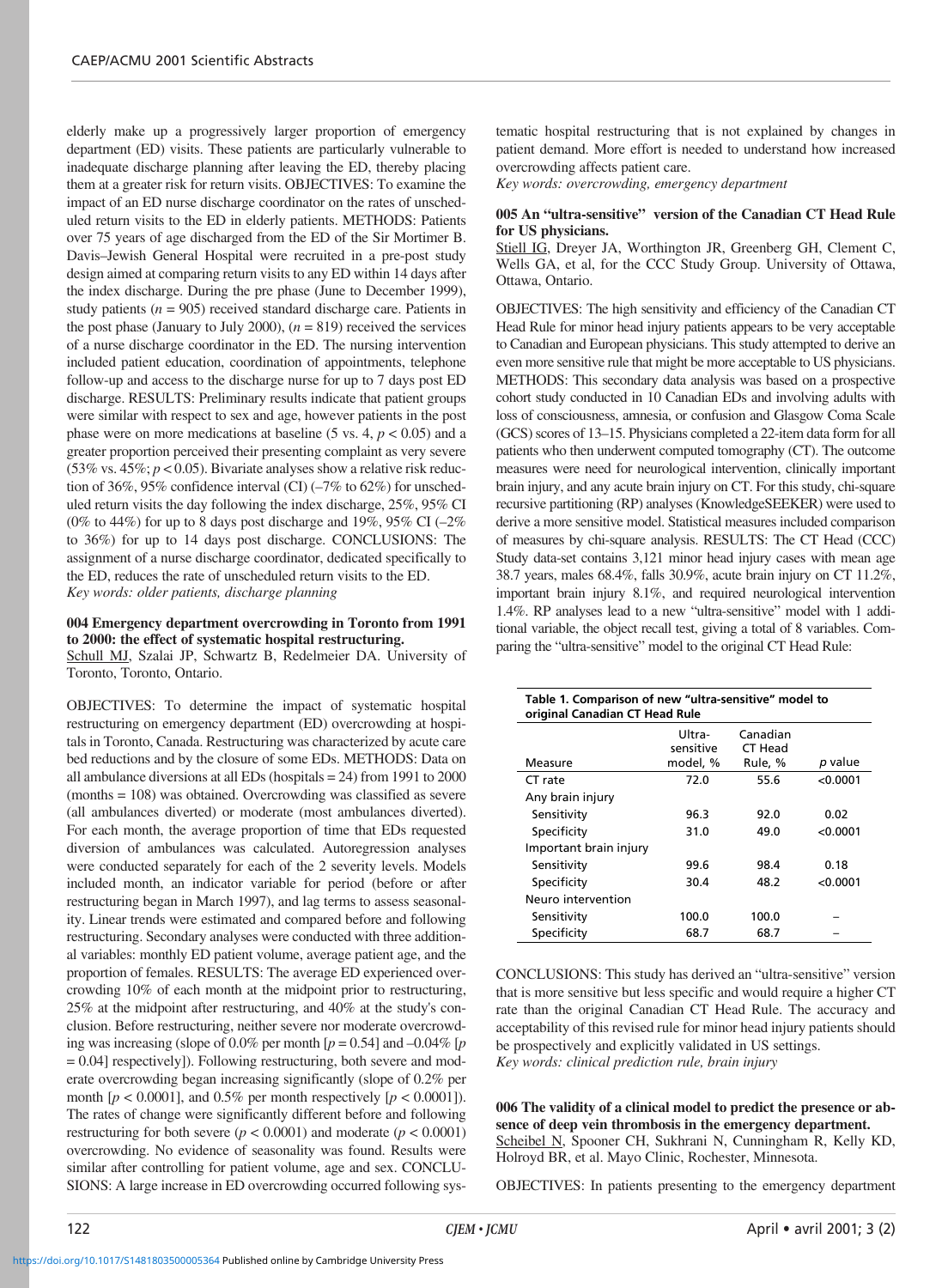elderly make up a progressively larger proportion of emergency department (ED) visits. These patients are particularly vulnerable to inadequate discharge planning after leaving the ED, thereby placing them at a greater risk for return visits. OBJECTIVES: To examine the impact of an ED nurse discharge coordinator on the rates of unscheduled return visits to the ED in elderly patients. METHODS: Patients over 75 years of age discharged from the ED of the Sir Mortimer B. Davis–Jewish General Hospital were recruited in a pre-post study design aimed at comparing return visits to any ED within 14 days after the index discharge. During the pre phase (June to December 1999), study patients ($n = 905$) received standard discharge care. Patients in the post phase (January to July 2000), ($n = 819$) received the services of a nurse discharge coordinator in the ED. The nursing intervention included patient education, coordination of appointments, telephone follow-up and access to the discharge nurse for up to 7 days post ED discharge. RESULTS: Preliminary results indicate that patient groups were similar with respect to sex and age, however patients in the post phase were on more medications at baseline (5 vs. 4, $p < 0.05$) and a greater proportion perceived their presenting complaint as very severe (53% vs. 45%; $p < 0.05$). Bivariate analyses show a relative risk reduction of 36%, 95% confidence interval (CI) (–7% to 62%) for unscheduled return visits the day following the index discharge, 25%, 95% CI (0% to 44%) for up to 8 days post discharge and 19%, 95% CI (–2% to 36%) for up to 14 days post discharge. CONCLUSIONS: The assignment of a nurse discharge coordinator, dedicated specifically to the ED, reduces the rate of unscheduled return visits to the ED.

*Key words: older patients, discharge planning*

### 004 Emergency department overcrowding in Toronto from 1991 to 2000: the effect of systematic hospital restructuring.

Schull MJ, Szalai JP, Schwartz B, Redelmeier DA. University of Toronto, Toronto, Ontario.

OBJECTIVES: To determine the impact of systematic hospital restructuring on emergency department (ED) overcrowding at hospitals in Toronto, Canada. Restructuring was characterized by acute care bed reductions and by the closure of some EDs. METHODS: Data on all ambulance diversions at all EDs (hospitals = 24) from 1991 to 2000 (months = 108) was obtained. Overcrowding was classified as severe (all ambulances diverted) or moderate (most ambulances diverted). For each month, the average proportion of time that EDs requested diversion of ambulances was calculated. Autoregression analyses were conducted separately for each of the 2 severity levels. Models included month, an indicator variable for period (before or after restructuring began in March 1997), and lag terms to assess seasonality. Linear trends were estimated and compared before and following restructuring. Secondary analyses were conducted with three additional variables: monthly ED patient volume, average patient age, and the proportion of females. RESULTS: The average ED experienced overcrowding 10% of each month at the midpoint prior to restructuring, 25% at the midpoint after restructuring, and 40% at the study's conclusion. Before restructuring, neither severe nor moderate overcrowding was increasing (slope of 0.0% per month [$p = 0.54$] and –0.04% [$p = 0.04$] respectively]). Following restructuring, both severe and moderate overcrowding began increasing significantly (slope of 0.2% per month [$p < 0.0001$], and 0.5% per month respectively [$p < 0.0001$]). The rates of change were significantly different before and following restructuring for both severe ($p < 0.0001$) and moderate ($p < 0.0001$) overcrowding. No evidence of seasonality was found. Results were similar after controlling for patient volume, age and sex. CONCLUSIONS: A large increase in ED overcrowding occurred following systematic hospital restructuring that is not explained by changes in patient demand. More effort is needed to understand how increased overcrowding affects patient care.

*Key words: overcrowding, emergency department*

### 005 An "ultra-sensitive" version of the Canadian CT Head Rule for US physicians.

Stiell IG, Dreyer JA, Worthington JR, Greenberg GH, Clement C, Wells GA, et al, for the CCC Study Group. University of Ottawa, Ottawa, Ontario.

OBJECTIVES: The high sensitivity and efficiency of the Canadian CT Head Rule for minor head injury patients appears to be very acceptable to Canadian and European physicians. This study attempted to derive an even more sensitive rule that might be more acceptable to US physicians. METHODS: This secondary data analysis was based on a prospective cohort study conducted in 10 Canadian EDs and involving adults with loss of consciousness, amnesia, or confusion and Glasgow Coma Scale (GCS) scores of 13–15. Physicians completed a 22-item data form for all patients who then underwent computed tomography (CT). The outcome measures were need for neurological intervention, clinically important brain injury, and any acute brain injury on CT. For this study, chi-square recursive partitioning (RP) analyses (KnowledgeSEEKER) were used to derive a more sensitive model. Statistical measures included comparison of measures by chi-square analysis. RESULTS: The CT Head (CCC) Study data-set contains 3,121 minor head injury cases with mean age 38.7 years, males 68.4%, falls 30.9%, acute brain injury on CT 11.2%, important brain injury 8.1%, and required neurological intervention 1.4%. RP analyses lead to a new "ultra-sensitive" model with 1 additional variable, the object recall test, giving a total of 8 variables. Comparing the "ultra-sensitive" model to the original CT Head Rule:

**Table 1. Comparison of new "ultra-sensitive" model to original Canadian CT Head Rule**

| Measure | Ultra-sensitive model, % | Canadian CT Head Rule, % | p value |
|---|---|---|---|
| CT rate | 72.0 | 55.6 | <0.0001 |
| Any brain injury | | | |
| Sensitivity | 96.3 | 92.0 | 0.02 |
| Specificity | 31.0 | 49.0 | <0.0001 |
| Important brain injury | | | |
| Sensitivity | 99.6 | 98.4 | 0.18 |
| Specificity | 30.4 | 48.2 | <0.0001 |
| Neuro intervention | | | |
| Sensitivity | 100.0 | 100.0 | – |
| Specificity | 68.7 | 68.7 | – |

CONCLUSIONS: This study has derived an "ultra-sensitive" version that is more sensitive but less specific and would require a higher CT rate than the original Canadian CT Head Rule. The accuracy and acceptability of this revised rule for minor head injury patients should be prospectively and explicitly validated in US settings.

*Key words: clinical prediction rule, brain injury*

### 006 The validity of a clinical model to predict the presence or absence of deep vein thrombosis in the emergency department.

Scheibel N, Spooner CH, Sukhrani N, Cunningham R, Kelly KD, Holroyd BR, et al. Mayo Clinic, Rochester, Minnesota.

OBJECTIVES: In patients presenting to the emergency department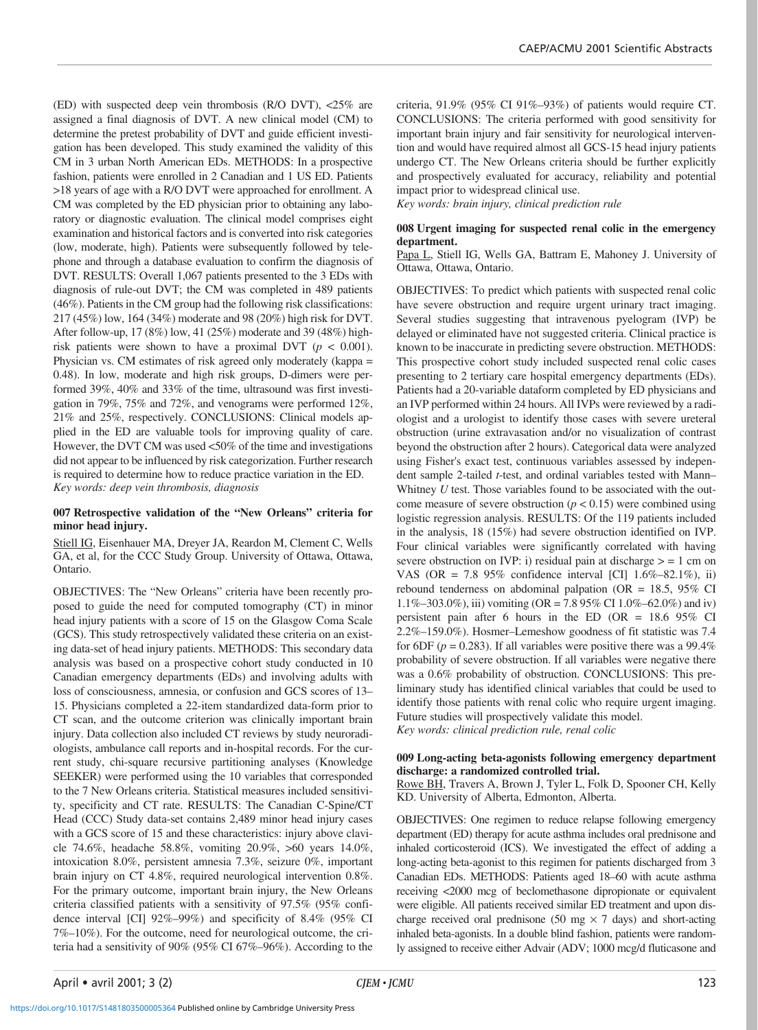(ED) with suspected deep vein thrombosis (R/O DVT), <25% are assigned a final diagnosis of DVT. A new clinical model (CM) to determine the pretest probability of DVT and guide efficient investigation has been developed. This study examined the validity of this CM in 3 urban North American EDs. METHODS: In a prospective fashion, patients were enrolled in 2 Canadian and 1 US ED. Patients >18 years of age with a R/O DVT were approached for enrollment. A CM was completed by the ED physician prior to obtaining any laboratory or diagnostic evaluation. The clinical model comprises eight examination and historical factors and is converted into risk categories (low, moderate, high). Patients were subsequently followed by telephone and through a database evaluation to confirm the diagnosis of DVT. RESULTS: Overall 1,067 patients presented to the 3 EDs with diagnosis of rule-out DVT; the CM was completed in 489 patients (46%). Patients in the CM group had the following risk classifications: 217 (45%) low, 164 (34%) moderate and 98 (20%) high risk for DVT. After follow-up, 17 (8%) low, 41 (25%) moderate and 39 (48%) high-risk patients were shown to have a proximal DVT ($p < 0.001$). Physician vs. CM estimates of risk agreed only moderately (kappa = 0.48). In low, moderate and high risk groups, D-dimers were performed 39%, 40% and 33% of the time, ultrasound was first investigation in 79%, 75% and 72%, and venograms were performed 12%, 21% and 25%, respectively. CONCLUSIONS: Clinical models applied in the ED are valuable tools for improving quality of care. However, the DVT CM was used <50% of the time and investigations did not appear to be influenced by risk categorization. Further research is required to determine how to reduce practice variation in the ED.

*Key words: deep vein thrombosis, diagnosis*

### 007 Retrospective validation of the "New Orleans" criteria for minor head injury.

Stiell IG, Eisenhauer MA, Dreyer JA, Reardon M, Clement C, Wells GA, et al, for the CCC Study Group. University of Ottawa, Ottawa, Ontario.

OBJECTIVES: The "New Orleans" criteria have been recently proposed to guide the need for computed tomography (CT) in minor head injury patients with a score of 15 on the Glasgow Coma Scale (GCS). This study retrospectively validated these criteria on an existing data-set of head injury patients. METHODS: This secondary data analysis was based on a prospective cohort study conducted in 10 Canadian emergency departments (EDs) and involving adults with loss of consciousness, amnesia, or confusion and GCS scores of 13–15. Physicians completed a 22-item standardized data-form prior to CT scan, and the outcome criterion was clinically important brain injury. Data collection also included CT reviews by study neuroradiologists, ambulance call reports and in-hospital records. For the current study, chi-square recursive partitioning analyses (Knowledge SEEKER) were performed using the 10 variables that corresponded to the 7 New Orleans criteria. Statistical measures included sensitivity, specificity and CT rate. RESULTS: The Canadian C-Spine/CT Head (CCC) Study data-set contains 2,489 minor head injury cases with a GCS score of 15 and these characteristics: injury above clavicle 74.6%, headache 58.8%, vomiting 20.9%, >60 years 14.0%, intoxication 8.0%, persistent amnesia 7.3%, seizure 0%, important brain injury on CT 4.8%, required neurological intervention 0.8%. For the primary outcome, important brain injury, the New Orleans criteria classified patients with a sensitivity of 97.5% (95% confidence interval [CI] 92%–99%) and specificity of 8.4% (95% CI 7%–10%). For the outcome, need for neurological outcome, the criteria had a sensitivity of 90% (95% CI 67%–96%). According to the criteria, 91.9% (95% CI 91%–93%) of patients would require CT. CONCLUSIONS: The criteria performed with good sensitivity for important brain injury and fair sensitivity for neurological intervention and would have required almost all GCS-15 head injury patients undergo CT. The New Orleans criteria should be further explicitly and prospectively evaluated for accuracy, reliability and potential impact prior to widespread clinical use.

*Key words: brain injury, clinical prediction rule*

### 008 Urgent imaging for suspected renal colic in the emergency department.

Papa L, Stiell IG, Wells GA, Battram E, Mahoney J. University of Ottawa, Ottawa, Ontario.

OBJECTIVES: To predict which patients with suspected renal colic have severe obstruction and require urgent urinary tract imaging. Several studies suggesting that intravenous pyelogram (IVP) be delayed or eliminated have not suggested criteria. Clinical practice is known to be inaccurate in predicting severe obstruction. METHODS: This prospective cohort study included suspected renal colic cases presenting to 2 tertiary care hospital emergency departments (EDs). Patients had a 20-variable dataform completed by ED physicians and an IVP performed within 24 hours. All IVPs were reviewed by a radiologist and a urologist to identify those cases with severe ureteral obstruction (urine extravasation and/or no visualization of contrast beyond the obstruction after 2 hours). Categorical data were analyzed using Fisher's exact test, continuous variables assessed by independent sample 2-tailed *t*-test, and ordinal variables tested with Mann–Whitney *U* test. Those variables found to be associated with the outcome measure of severe obstruction ($p < 0.15$) were combined using logistic regression analysis. RESULTS: Of the 119 patients included in the analysis, 18 (15%) had severe obstruction identified on IVP. Four clinical variables were significantly correlated with having severe obstruction on IVP: i) residual pain at discharge > = 1 cm on VAS (OR = 7.8 95% confidence interval [CI] 1.6%–82.1%), ii) rebound tenderness on abdominal palpation (OR = 18.5, 95% CI 1.1%–303.0%), iii) vomiting (OR = 7.8 95% CI 1.0%–62.0%) and iv) persistent pain after 6 hours in the ED (OR = 18.6 95% CI 2.2%–159.0%). Hosmer–Lemeshow goodness of fit statistic was 7.4 for 6DF ($p = 0.283$). If all variables were positive there was a 99.4% probability of severe obstruction. If all variables were negative there was a 0.6% probability of obstruction. CONCLUSIONS: This preliminary study has identified clinical variables that could be used to identify those patients with renal colic who require urgent imaging. Future studies will prospectively validate this model.

*Key words: clinical prediction rule, renal colic*

### 009 Long-acting beta-agonists following emergency department discharge: a randomized controlled trial.

Rowe BH, Travers A, Brown J, Tyler L, Folk D, Spooner CH, Kelly KD. University of Alberta, Edmonton, Alberta.

OBJECTIVES: One regimen to reduce relapse following emergency department (ED) therapy for acute asthma includes oral prednisone and inhaled corticosteroid (ICS). We investigated the effect of adding a long-acting beta-agonist to this regimen for patients discharged from 3 Canadian EDs. METHODS: Patients aged 18–60 with acute asthma receiving <2000 mcg of beclomethasone dipropionate or equivalent were eligible. All patients received similar ED treatment and upon discharge received oral prednisone (50 mg × 7 days) and short-acting inhaled beta-agonists. In a double blind fashion, patients were randomly assigned to receive either Advair (ADV; 1000 mcg/d fluticasone and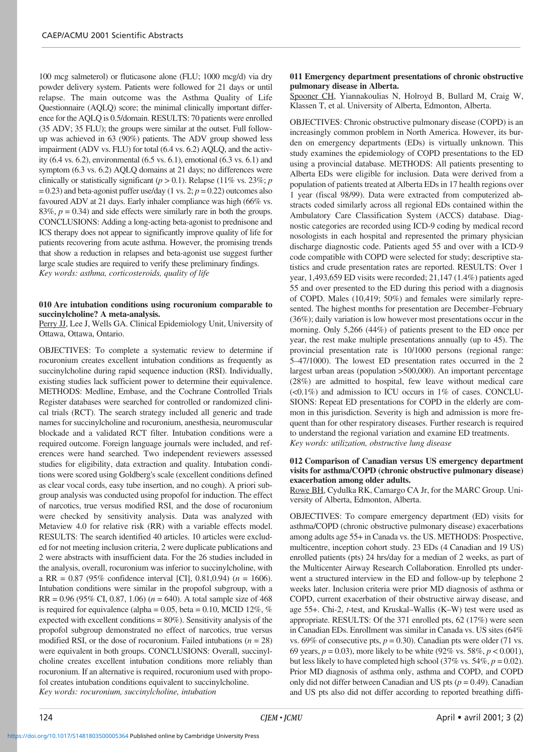100 mcg salmeterol) or fluticasone alone (FLU; 1000 mcg/d) via dry powder delivery system. Patients were followed for 21 days or until relapse. The main outcome was the Asthma Quality of Life Questionnaire (AQLQ) score; the minimal clinically important difference for the AQLQ is 0.5/domain. RESULTS: 70 patients were enrolled (35 ADV; 35 FLU); the groups were similar at the outset. Full follow-up was achieved in 63 (90%) patients. The ADV group showed less impairment (ADV vs. FLU) for total (6.4 vs. 6.2) AQLQ, and the activity (6.4 vs. 6.2), environmental (6.5 vs. 6.1), emotional (6.3 vs. 6.1) and symptom (6.3 vs. 6.2) AQLQ domains at 21 days; no differences were clinically or statistically significant ($p > 0.1$). Relapse (11% vs. 23%; $p = 0.23$) and beta-agonist puffer use/day (1 vs. 2; $p = 0.22$) outcomes also favoured ADV at 21 days. Early inhaler compliance was high (66% vs. 83%, $p = 0.34$) and side effects were similarly rare in both the groups. CONCLUSIONS: Adding a long-acting beta-agonist to prednisone and ICS therapy does not appear to significantly improve quality of life for patients recovering from acute asthma. However, the promising trends that show a reduction in relapses and beta-agonist use suggest further large scale studies are required to verify these preliminary findings.
*Key words: asthma, corticosteroids, quality of life*

### 010 Are intubation conditions using rocuronium comparable to succinylcholine? A meta-analysis.

Perry JJ, Lee J, Wells GA. Clinical Epidemiology Unit, University of Ottawa, Ottawa, Ontario.

OBJECTIVES: To complete a systematic review to determine if rocuronium creates excellent intubation conditions as frequently as succinylcholine during rapid sequence induction (RSI). Individually, existing studies lack sufficient power to determine their equivalence. METHODS: Medline, Embase, and the Cochrane Controlled Trials Register databases were searched for controlled or randomized clinical trials (RCT). The search strategy included all generic and trade names for succinylcholine and rocuronium, anesthesia, neuromuscular blockade and a validated RCT filter. Intubation conditions were a required outcome. Foreign language journals were included, and references were hand searched. Two independent reviewers assessed studies for eligibility, data extraction and quality. Intubation conditions were scored using Goldberg's scale (excellent conditions defined as clear vocal cords, easy tube insertion, and no cough). A priori subgroup analysis was conducted using propofol for induction. The effect of narcotics, true versus modified RSI, and the dose of rocuronium were checked by sensitivity analysis. Data was analyzed with Metaview 4.0 for relative risk (RR) with a variable effects model. RESULTS: The search identified 40 articles. 10 articles were excluded for not meeting inclusion criteria, 2 were duplicate publications and 2 were abstracts with insufficient data. For the 26 studies included in the analysis, overall, rocuronium was inferior to succinylcholine, with a RR = 0.87 (95% confidence interval [CI], 0.81,0.94) ($n = 1606$). Intubation conditions were similar in the propofol subgroup, with a RR = 0.96 (95% CI, 0.87, 1.06) ($n = 640$). A total sample size of 468 is required for equivalence (alpha = 0.05, beta = 0.10, MCID 12%, % expected with excellent conditions = 80%). Sensitivity analysis of the propofol subgroup demonstrated no effect of narcotics, true versus modified RSI, or the dose of rocuronium. Failed intubations ($n = 28$) were equivalent in both groups. CONCLUSIONS: Overall, succinylcholine creates excellent intubation conditions more reliably than rocuronium. If an alternative is required, rocuronium used with propofol creates intubation conditions equivalent to succinylcholine.
*Key words: rocuronium, succinylcholine, intubation*

### 011 Emergency department presentations of chronic obstructive pulmonary disease in Alberta.

Spooner CH, Yiannakoulias N, Holroyd B, Bullard M, Craig W, Klassen T, et al. University of Alberta, Edmonton, Alberta.

OBJECTIVES: Chronic obstructive pulmonary disease (COPD) is an increasingly common problem in North America. However, its burden on emergency departments (EDs) is virtually unknown. This study examines the epidemiology of COPD presentations to the ED using a provincial database. METHODS: All patients presenting to Alberta EDs were eligible for inclusion. Data were derived from a population of patients treated at Alberta EDs in 17 health regions over 1 year (fiscal 98/99). Data were extracted from computerized abstracts coded similarly across all regional EDs contained within the Ambulatory Care Classification System (ACCS) database. Diagnostic categories are recorded using ICD-9 coding by medical record nosologists in each hospital and represented the primary physician discharge diagnostic code. Patients aged 55 and over with a ICD-9 code compatible with COPD were selected for study; descriptive statistics and crude presentation rates are reported. RESULTS: Over 1 year, 1,493,659 ED visits were recorded; 21,147 (1.4%) patients aged 55 and over presented to the ED during this period with a diagnosis of COPD. Males (10,419; 50%) and females were similarly represented. The highest months for presentation are December–February (36%); daily variation is low however most presentations occur in the morning. Only 5,266 (44%) of patients present to the ED once per year, the rest make multiple presentations annually (up to 45). The provincial presentation rate is 10/1000 persons (regional range: 5–47/1000). The lowest ED presentation rates occurred in the 2 largest urban areas (population >500,000). An important percentage (28%) are admitted to hospital, few leave without medical care (<0.1%) and admission to ICU occurs in 1% of cases. CONCLUSIONS: Repeat ED presentations for COPD in the elderly are common in this jurisdiction. Severity is high and admission is more frequent than for other respiratory diseases. Further research is required to understand the regional variation and examine ED treatments.
*Key words: utilization, obstructive lung disease*

### 012 Comparison of Canadian versus US emergency department visits for asthma/COPD (chronic obstructive pulmonary disease) exacerbation among older adults.

Rowe BH, Cydulka RK, Camargo CA Jr, for the MARC Group. University of Alberta, Edmonton, Alberta.

OBJECTIVES: To compare emergency department (ED) visits for asthma/COPD (chronic obstructive pulmonary disease) exacerbations among adults age 55+ in Canada vs. the US. METHODS: Prospective, multicentre, inception cohort study. 23 EDs (4 Canadian and 19 US) enrolled patients (pts) 24 hrs/day for a median of 2 weeks, as part of the Multicenter Airway Research Collaboration. Enrolled pts underwent a structured interview in the ED and follow-up by telephone 2 weeks later. Inclusion criteria were prior MD diagnosis of asthma or COPD, current exacerbation of their obstructive airway disease, and age 55+. Chi-2, *t*-test, and Kruskal–Wallis (K–W) test were used as appropriate. RESULTS: Of the 371 enrolled pts, 62 (17%) were seen in Canadian EDs. Enrollment was similar in Canada vs. US sites (64% vs. 69% of consecutive pts, $p = 0.30$). Canadian pts were older (71 vs. 69 years, $p = 0.03$), more likely to be white (92% vs. 58%, $p < 0.001$), but less likely to have completed high school (37% vs. 54%, $p = 0.02$). Prior MD diagnosis of asthma only, asthma and COPD, and COPD only did not differ between Canadian and US pts ($p = 0.49$). Canadian and US pts also did not differ according to reported breathing diffi-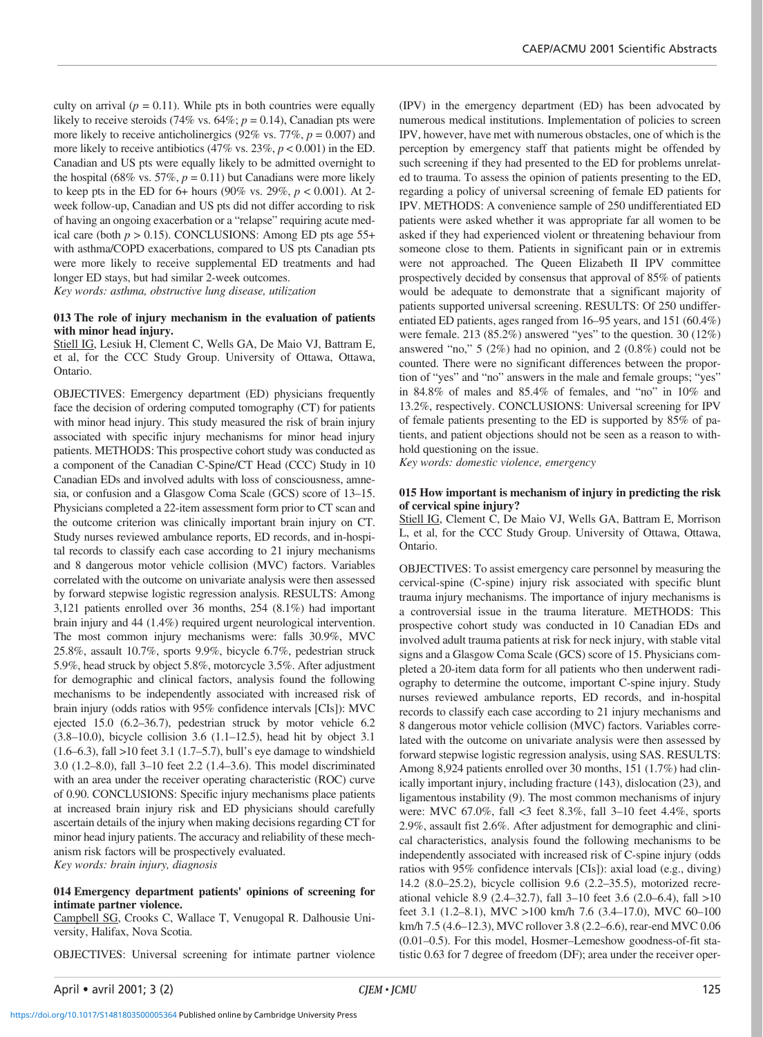culty on arrival ($p = 0.11$). While pts in both countries were equally likely to receive steroids (74% vs. 64%; $p = 0.14$), Canadian pts were more likely to receive anticholinergics (92% vs. 77%, $p = 0.007$) and more likely to receive antibiotics (47% vs. 23%, $p < 0.001$) in the ED. Canadian and US pts were equally likely to be admitted overnight to the hospital (68% vs. 57%, $p = 0.11$) but Canadians were more likely to keep pts in the ED for 6+ hours (90% vs. 29%, $p < 0.001$). At 2-week follow-up, Canadian and US pts did not differ according to risk of having an ongoing exacerbation or a "relapse" requiring acute medical care (both $p > 0.15$). CONCLUSIONS: Among ED pts age 55+ with asthma/COPD exacerbations, compared to US pts Canadian pts were more likely to receive supplemental ED treatments and had longer ED stays, but had similar 2-week outcomes.

*Key words: asthma, obstructive lung disease, utilization*

### 013 The role of injury mechanism in the evaluation of patients with minor head injury.

Stiell IG, Lesiuk H, Clement C, Wells GA, De Maio VJ, Battram E, et al, for the CCC Study Group. University of Ottawa, Ottawa, Ontario.

OBJECTIVES: Emergency department (ED) physicians frequently face the decision of ordering computed tomography (CT) for patients with minor head injury. This study measured the risk of brain injury associated with specific injury mechanisms for minor head injury patients. METHODS: This prospective cohort study was conducted as a component of the Canadian C-Spine/CT Head (CCC) Study in 10 Canadian EDs and involved adults with loss of consciousness, amnesia, or confusion and a Glasgow Coma Scale (GCS) score of 13–15. Physicians completed a 22-item assessment form prior to CT scan and the outcome criterion was clinically important brain injury on CT. Study nurses reviewed ambulance reports, ED records, and in-hospital records to classify each case according to 21 injury mechanisms and 8 dangerous motor vehicle collision (MVC) factors. Variables correlated with the outcome on univariate analysis were then assessed by forward stepwise logistic regression analysis. RESULTS: Among 3,121 patients enrolled over 36 months, 254 (8.1%) had important brain injury and 44 (1.4%) required urgent neurological intervention. The most common injury mechanisms were: falls 30.9%, MVC 25.8%, assault 10.7%, sports 9.9%, bicycle 6.7%, pedestrian struck 5.9%, head struck by object 5.8%, motorcycle 3.5%. After adjustment for demographic and clinical factors, analysis found the following mechanisms to be independently associated with increased risk of brain injury (odds ratios with 95% confidence intervals [CIs]): MVC ejected 15.0 (6.2–36.7), pedestrian struck by motor vehicle 6.2 (3.8–10.0), bicycle collision 3.6 (1.1–12.5), head hit by object 3.1 (1.6–6.3), fall >10 feet 3.1 (1.7–5.7), bull's eye damage to windshield 3.0 (1.2–8.0), fall 3–10 feet 2.2 (1.4–3.6). This model discriminated with an area under the receiver operating characteristic (ROC) curve of 0.90. CONCLUSIONS: Specific injury mechanisms place patients at increased brain injury risk and ED physicians should carefully ascertain details of the injury when making decisions regarding CT for minor head injury patients. The accuracy and reliability of these mechanism risk factors will be prospectively evaluated.

*Key words: brain injury, diagnosis*

### 014 Emergency department patients' opinions of screening for intimate partner violence.

Campbell SG, Crooks C, Wallace T, Venugopal R. Dalhousie University, Halifax, Nova Scotia.

OBJECTIVES: Universal screening for intimate partner violence (IPV) in the emergency department (ED) has been advocated by numerous medical institutions. Implementation of policies to screen IPV, however, have met with numerous obstacles, one of which is the perception by emergency staff that patients might be offended by such screening if they had presented to the ED for problems unrelated to trauma. To assess the opinion of patients presenting to the ED, regarding a policy of universal screening of female ED patients for IPV. METHODS: A convenience sample of 250 undifferentiated ED patients were asked whether it was appropriate far all women to be asked if they had experienced violent or threatening behaviour from someone close to them. Patients in significant pain or in extremis were not approached. The Queen Elizabeth II IPV committee prospectively decided by consensus that approval of 85% of patients would be adequate to demonstrate that a significant majority of patients supported universal screening. RESULTS: Of 250 undifferentiated ED patients, ages ranged from 16–95 years, and 151 (60.4%) were female. 213 (85.2%) answered "yes" to the question. 30 (12%) answered "no," 5 (2%) had no opinion, and 2 (0.8%) could not be counted. There were no significant differences between the proportion of "yes" and "no" answers in the male and female groups; "yes" in 84.8% of males and 85.4% of females, and "no" in 10% and 13.2%, respectively. CONCLUSIONS: Universal screening for IPV of female patients presenting to the ED is supported by 85% of patients, and patient objections should not be seen as a reason to withhold questioning on the issue.

*Key words: domestic violence, emergency*

### 015 How important is mechanism of injury in predicting the risk of cervical spine injury?

Stiell IG, Clement C, De Maio VJ, Wells GA, Battram E, Morrison L, et al, for the CCC Study Group. University of Ottawa, Ottawa, Ontario.

OBJECTIVES: To assist emergency care personnel by measuring the cervical-spine (C-spine) injury risk associated with specific blunt trauma injury mechanisms. The importance of injury mechanisms is a controversial issue in the trauma literature. METHODS: This prospective cohort study was conducted in 10 Canadian EDs and involved adult trauma patients at risk for neck injury, with stable vital signs and a Glasgow Coma Scale (GCS) score of 15. Physicians completed a 20-item data form for all patients who then underwent radiography to determine the outcome, important C-spine injury. Study nurses reviewed ambulance reports, ED records, and in-hospital records to classify each case according to 21 injury mechanisms and 8 dangerous motor vehicle collision (MVC) factors. Variables correlated with the outcome on univariate analysis were then assessed by forward stepwise logistic regression analysis, using SAS. RESULTS: Among 8,924 patients enrolled over 30 months, 151 (1.7%) had clinically important injury, including fracture (143), dislocation (23), and ligamentous instability (9). The most common mechanisms of injury were: MVC 67.0%, fall <3 feet 8.3%, fall 3–10 feet 4.4%, sports 2.9%, assault fist 2.6%. After adjustment for demographic and clinical characteristics, analysis found the following mechanisms to be independently associated with increased risk of C-spine injury (odds ratios with 95% confidence intervals [CIs]): axial load (e.g., diving) 14.2 (8.0–25.2), bicycle collision 9.6 (2.2–35.5), motorized recreational vehicle 8.9 (2.4–32.7), fall 3–10 feet 3.6 (2.0–6.4), fall >10 feet 3.1 (1.2–8.1), MVC >100 km/h 7.6 (3.4–17.0), MVC 60–100 km/h 7.5 (4.6–12.3), MVC rollover 3.8 (2.2–6.6), rear-end MVC 0.06 (0.01–0.5). For this model, Hosmer–Lemeshow goodness-of-fit statistic 0.63 for 7 degree of freedom (DF); area under the receiver oper-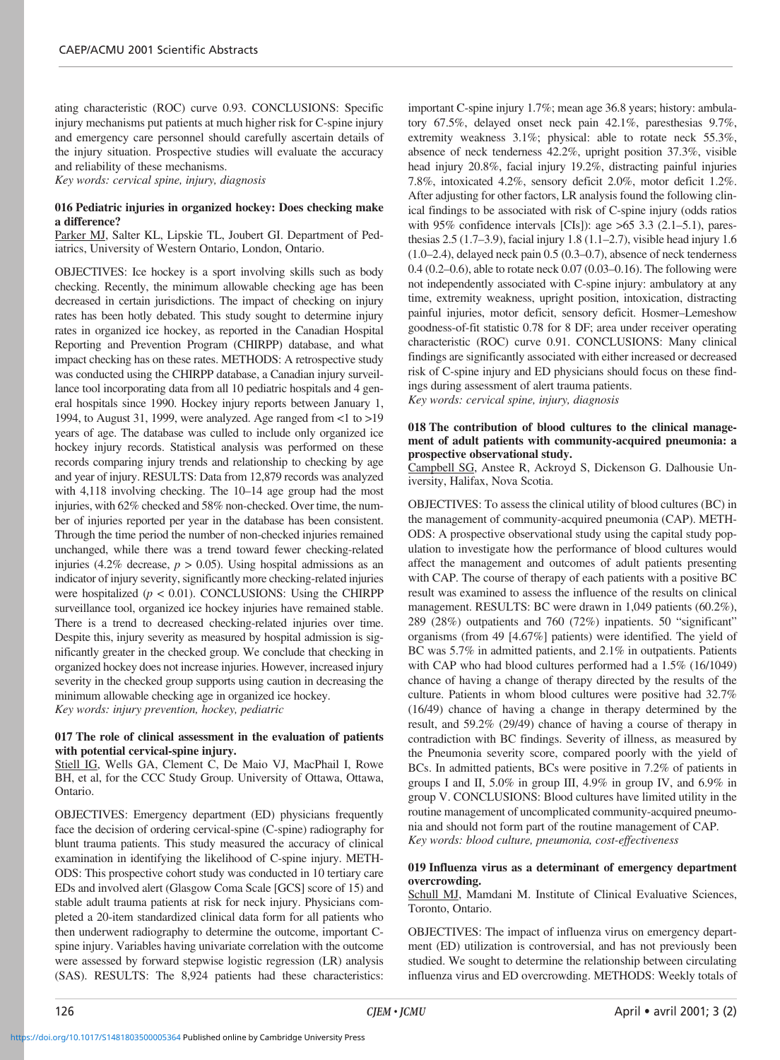ating characteristic (ROC) curve 0.93. CONCLUSIONS: Specific injury mechanisms put patients at much higher risk for C-spine injury and emergency care personnel should carefully ascertain details of the injury situation. Prospective studies will evaluate the accuracy and reliability of these mechanisms.

*Key words: cervical spine, injury, diagnosis*

#### 016 Pediatric injuries in organized hockey: Does checking make a difference?

Parker MJ, Salter KL, Lipskie TL, Joubert GI. Department of Pediatrics, University of Western Ontario, London, Ontario.

OBJECTIVES: Ice hockey is a sport involving skills such as body checking. Recently, the minimum allowable checking age has been decreased in certain jurisdictions. The impact of checking on injury rates has been hotly debated. This study sought to determine injury rates in organized ice hockey, as reported in the Canadian Hospital Reporting and Prevention Program (CHIRPP) database, and what impact checking has on these rates. METHODS: A retrospective study was conducted using the CHIRPP database, a Canadian injury surveillance tool incorporating data from all 10 pediatric hospitals and 4 general hospitals since 1990. Hockey injury reports between January 1, 1994, to August 31, 1999, were analyzed. Age ranged from <1 to >19 years of age. The database was culled to include only organized ice hockey injury records. Statistical analysis was performed on these records comparing injury trends and relationship to checking by age and year of injury. RESULTS: Data from 12,879 records was analyzed with 4,118 involving checking. The 10–14 age group had the most injuries, with 62% checked and 58% non-checked. Over time, the number of injuries reported per year in the database has been consistent. Through the time period the number of non-checked injuries remained unchanged, while there was a trend toward fewer checking-related injuries (4.2% decrease, $p > 0.05$). Using hospital admissions as an indicator of injury severity, significantly more checking-related injuries were hospitalized ($p < 0.01$). CONCLUSIONS: Using the CHIRPP surveillance tool, organized ice hockey injuries have remained stable. There is a trend to decreased checking-related injuries over time. Despite this, injury severity as measured by hospital admission is significantly greater in the checked group. We conclude that checking in organized hockey does not increase injuries. However, increased injury severity in the checked group supports using caution in decreasing the minimum allowable checking age in organized ice hockey.

*Key words: injury prevention, hockey, pediatric*

#### 017 The role of clinical assessment in the evaluation of patients with potential cervical-spine injury.

Stiell IG, Wells GA, Clement C, De Maio VJ, MacPhail I, Rowe BH, et al, for the CCC Study Group. University of Ottawa, Ottawa, Ontario.

OBJECTIVES: Emergency department (ED) physicians frequently face the decision of ordering cervical-spine (C-spine) radiography for blunt trauma patients. This study measured the accuracy of clinical examination in identifying the likelihood of C-spine injury. METHODS: This prospective cohort study was conducted in 10 tertiary care EDs and involved alert (Glasgow Coma Scale [GCS] score of 15) and stable adult trauma patients at risk for neck injury. Physicians completed a 20-item standardized clinical data form for all patients who then underwent radiography to determine the outcome, important C-spine injury. Variables having univariate correlation with the outcome were assessed by forward stepwise logistic regression (LR) analysis (SAS). RESULTS: The 8,924 patients had these characteristics: important C-spine injury 1.7%; mean age 36.8 years; history: ambulatory 67.5%, delayed onset neck pain 42.1%, paresthesias 9.7%, extremity weakness 3.1%; physical: able to rotate neck 55.3%, absence of neck tenderness 42.2%, upright position 37.3%, visible head injury 20.8%, facial injury 19.2%, distracting painful injuries 7.8%, intoxicated 4.2%, sensory deficit 2.0%, motor deficit 1.2%. After adjusting for other factors, LR analysis found the following clinical findings to be associated with risk of C-spine injury (odds ratios with 95% confidence intervals [CIs]): age >65 3.3 (2.1–5.1), paresthesias 2.5 (1.7–3.9), facial injury 1.8 (1.1–2.7), visible head injury 1.6 (1.0–2.4), delayed neck pain 0.5 (0.3–0.7), absence of neck tenderness 0.4 (0.2–0.6), able to rotate neck 0.07 (0.03–0.16). The following were not independently associated with C-spine injury: ambulatory at any time, extremity weakness, upright position, intoxication, distracting painful injuries, motor deficit, sensory deficit. Hosmer–Lemeshow goodness-of-fit statistic 0.78 for 8 DF; area under receiver operating characteristic (ROC) curve 0.91. CONCLUSIONS: Many clinical findings are significantly associated with either increased or decreased risk of C-spine injury and ED physicians should focus on these findings during assessment of alert trauma patients.

*Key words: cervical spine, injury, diagnosis*

#### 018 The contribution of blood cultures to the clinical management of adult patients with community-acquired pneumonia: a prospective observational study.

Campbell SG, Anstee R, Ackroyd S, Dickenson G. Dalhousie University, Halifax, Nova Scotia.

OBJECTIVES: To assess the clinical utility of blood cultures (BC) in the management of community-acquired pneumonia (CAP). METHODS: A prospective observational study using the capital study population to investigate how the performance of blood cultures would affect the management and outcomes of adult patients presenting with CAP. The course of therapy of each patients with a positive BC result was examined to assess the influence of the results on clinical management. RESULTS: BC were drawn in 1,049 patients (60.2%), 289 (28%) outpatients and 760 (72%) inpatients. 50 "significant" organisms (from 49 [4.67%] patients) were identified. The yield of BC was 5.7% in admitted patients, and 2.1% in outpatients. Patients with CAP who had blood cultures performed had a 1.5% (16/1049) chance of having a change of therapy directed by the results of the culture. Patients in whom blood cultures were positive had 32.7% (16/49) chance of having a change in therapy determined by the result, and 59.2% (29/49) chance of having a course of therapy in contradiction with BC findings. Severity of illness, as measured by the Pneumonia severity score, compared poorly with the yield of BCs. In admitted patients, BCs were positive in 7.2% of patients in groups I and II, 5.0% in group III, 4.9% in group IV, and 6.9% in group V. CONCLUSIONS: Blood cultures have limited utility in the routine management of uncomplicated community-acquired pneumonia and should not form part of the routine management of CAP.

*Key words: blood culture, pneumonia, cost-effectiveness*

#### 019 Influenza virus as a determinant of emergency department overcrowding.

Schull MJ, Mamdani M. Institute of Clinical Evaluative Sciences, Toronto, Ontario.

OBJECTIVES: The impact of influenza virus on emergency department (ED) utilization is controversial, and has not previously been studied. We sought to determine the relationship between circulating influenza virus and ED overcrowding. METHODS: Weekly totals of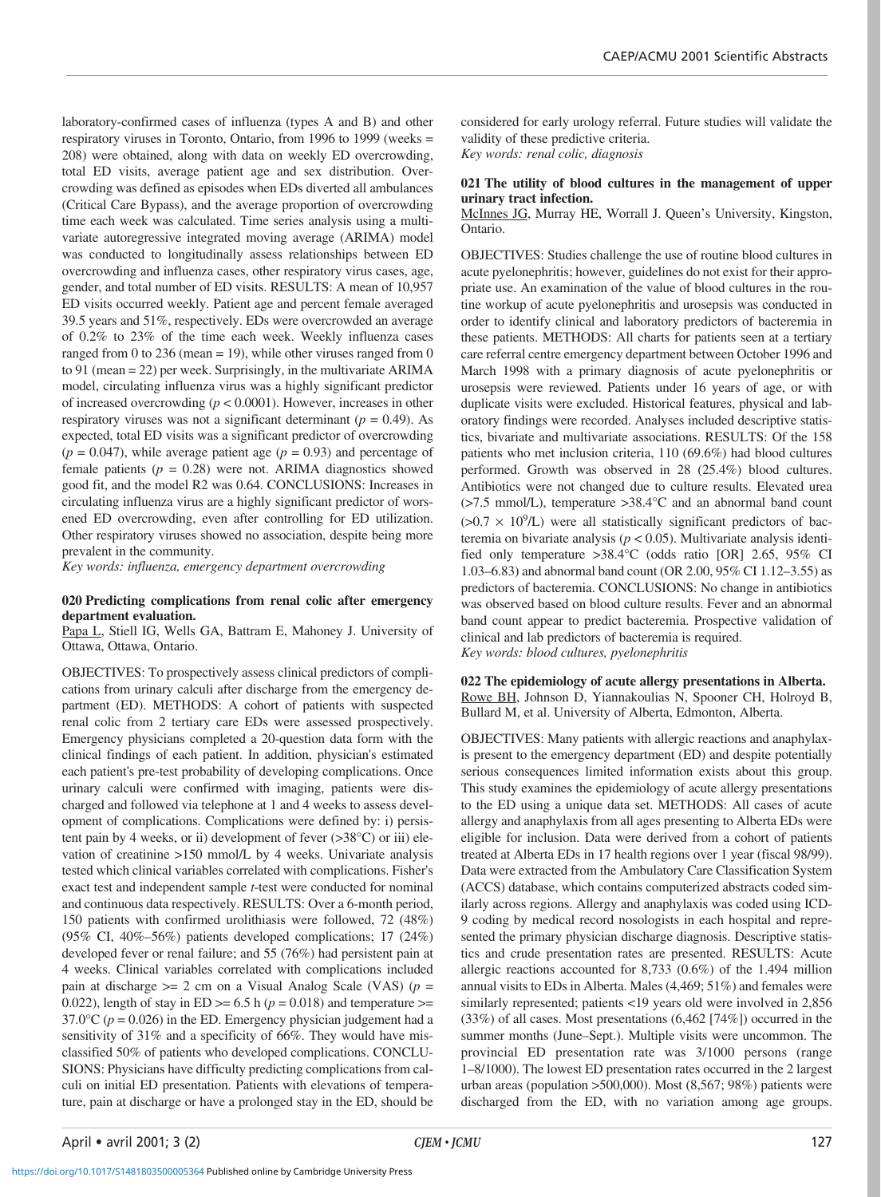laboratory-confirmed cases of influenza (types A and B) and other respiratory viruses in Toronto, Ontario, from 1996 to 1999 (weeks = 208) were obtained, along with data on weekly ED overcrowding, total ED visits, average patient age and sex distribution. Overcrowding was defined as episodes when EDs diverted all ambulances (Critical Care Bypass), and the average proportion of overcrowding time each week was calculated. Time series analysis using a multivariate autoregressive integrated moving average (ARIMA) model was conducted to longitudinally assess relationships between ED overcrowding and influenza cases, other respiratory virus cases, age, gender, and total number of ED visits. RESULTS: A mean of 10,957 ED visits occurred weekly. Patient age and percent female averaged 39.5 years and 51%, respectively. EDs were overcrowded an average of 0.2% to 23% of the time each week. Weekly influenza cases ranged from 0 to 236 (mean = 19), while other viruses ranged from 0 to 91 (mean = 22) per week. Surprisingly, in the multivariate ARIMA model, circulating influenza virus was a highly significant predictor of increased overcrowding ($p < 0.0001$). However, increases in other respiratory viruses was not a significant determinant ($p = 0.49$). As expected, total ED visits was a significant predictor of overcrowding ($p = 0.047$), while average patient age ($p = 0.93$) and percentage of female patients ($p = 0.28$) were not. ARIMA diagnostics showed good fit, and the model R2 was 0.64. CONCLUSIONS: Increases in circulating influenza virus are a highly significant predictor of worsened ED overcrowding, even after controlling for ED utilization. Other respiratory viruses showed no association, despite being more prevalent in the community.

*Key words: influenza, emergency department overcrowding*

### 020 Predicting complications from renal colic after emergency department evaluation.

Papa L, Stiell IG, Wells GA, Battram E, Mahoney J. University of Ottawa, Ottawa, Ontario.

OBJECTIVES: To prospectively assess clinical predictors of complications from urinary calculi after discharge from the emergency department (ED). METHODS: A cohort of patients with suspected renal colic from 2 tertiary care EDs were assessed prospectively. Emergency physicians completed a 20-question data form with the clinical findings of each patient. In addition, physician's estimated each patient's pre-test probability of developing complications. Once urinary calculi were confirmed with imaging, patients were discharged and followed via telephone at 1 and 4 weeks to assess development of complications. Complications were defined by: i) persistent pain by 4 weeks, or ii) development of fever (>38°C) or iii) elevation of creatinine >150 mmol/L by 4 weeks. Univariate analysis tested which clinical variables correlated with complications. Fisher's exact test and independent sample *t*-test were conducted for nominal and continuous data respectively. RESULTS: Over a 6-month period, 150 patients with confirmed urolithiasis were followed, 72 (48%) (95% CI, 40%–56%) patients developed complications; 17 (24%) developed fever or renal failure; and 55 (76%) had persistent pain at 4 weeks. Clinical variables correlated with complications included pain at discharge >= 2 cm on a Visual Analog Scale (VAS) ($p = 0.022$), length of stay in ED >= 6.5 h ($p = 0.018$) and temperature >= 37.0°C ($p = 0.026$) in the ED. Emergency physician judgement had a sensitivity of 31% and a specificity of 66%. They would have misclassified 50% of patients who developed complications. CONCLUSIONS: Physicians have difficulty predicting complications from calculi on initial ED presentation. Patients with elevations of temperature, pain at discharge or have a prolonged stay in the ED, should be considered for early urology referral. Future studies will validate the validity of these predictive criteria.

*Key words: renal colic, diagnosis*

### 021 The utility of blood cultures in the management of upper urinary tract infection.

McInnes JG, Murray HE, Worrall J. Queen's University, Kingston, Ontario.

OBJECTIVES: Studies challenge the use of routine blood cultures in acute pyelonephritis; however, guidelines do not exist for their appropriate use. An examination of the value of blood cultures in the routine workup of acute pyelonephritis and urosepsis was conducted in order to identify clinical and laboratory predictors of bacteremia in these patients. METHODS: All charts for patients seen at a tertiary care referral centre emergency department between October 1996 and March 1998 with a primary diagnosis of acute pyelonephritis or urosepsis were reviewed. Patients under 16 years of age, or with duplicate visits were excluded. Historical features, physical and laboratory findings were recorded. Analyses included descriptive statistics, bivariate and multivariate associations. RESULTS: Of the 158 patients who met inclusion criteria, 110 (69.6%) had blood cultures performed. Growth was observed in 28 (25.4%) blood cultures. Antibiotics were not changed due to culture results. Elevated urea (>7.5 mmol/L), temperature >38.4°C and an abnormal band count ($>0.7 \times 10^9$/L) were all statistically significant predictors of bacteremia on bivariate analysis ($p < 0.05$). Multivariate analysis identified only temperature >38.4°C (odds ratio [OR] 2.65, 95% CI 1.03–6.83) and abnormal band count (OR 2.00, 95% CI 1.12–3.55) as predictors of bacteremia. CONCLUSIONS: No change in antibiotics was observed based on blood culture results. Fever and an abnormal band count appear to predict bacteremia. Prospective validation of clinical and lab predictors of bacteremia is required.

*Key words: blood cultures, pyelonephritis*

### 022 The epidemiology of acute allergy presentations in Alberta.

Rowe BH, Johnson D, Yiannakoulias N, Spooner CH, Holroyd B, Bullard M, et al. University of Alberta, Edmonton, Alberta.

OBJECTIVES: Many patients with allergic reactions and anaphylaxis present to the emergency department (ED) and despite potentially serious consequences limited information exists about this group. This study examines the epidemiology of acute allergy presentations to the ED using a unique data set. METHODS: All cases of acute allergy and anaphylaxis from all ages presenting to Alberta EDs were eligible for inclusion. Data were derived from a cohort of patients treated at Alberta EDs in 17 health regions over 1 year (fiscal 98/99). Data were extracted from the Ambulatory Care Classification System (ACCS) database, which contains computerized abstracts coded similarly across regions. Allergy and anaphylaxis was coded using ICD-9 coding by medical record nosologists in each hospital and represented the primary physician discharge diagnosis. Descriptive statistics and crude presentation rates are presented. RESULTS: Acute allergic reactions accounted for 8,733 (0.6%) of the 1.494 million annual visits to EDs in Alberta. Males (4,469; 51%) and females were similarly represented; patients <19 years old were involved in 2,856 (33%) of all cases. Most presentations (6,462 [74%]) occurred in the summer months (June–Sept.). Multiple visits were uncommon. The provincial ED presentation rate was 3/1000 persons (range 1–8/1000). The lowest ED presentation rates occurred in the 2 largest urban areas (population >500,000). Most (8,567; 98%) patients were discharged from the ED, with no variation among age groups.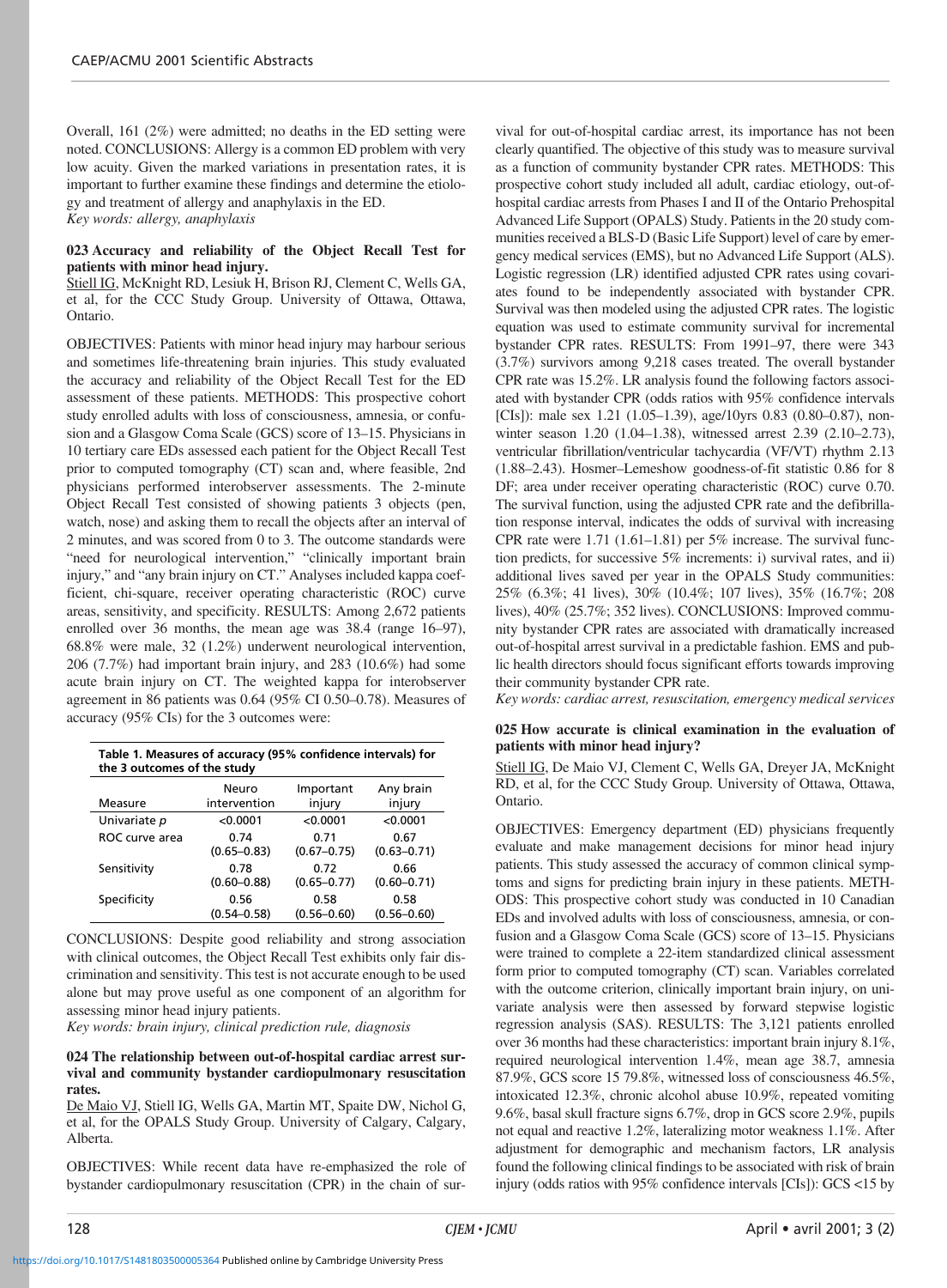Overall, 161 (2%) were admitted; no deaths in the ED setting were noted. CONCLUSIONS: Allergy is a common ED problem with very low acuity. Given the marked variations in presentation rates, it is important to further examine these findings and determine the etiology and treatment of allergy and anaphylaxis in the ED.
*Key words: allergy, anaphylaxis*

### 023 Accuracy and reliability of the Object Recall Test for patients with minor head injury.

Stiell IG, McKnight RD, Lesiuk H, Brison RJ, Clement C, Wells GA, et al, for the CCC Study Group. University of Ottawa, Ottawa, Ontario.

OBJECTIVES: Patients with minor head injury may harbour serious and sometimes life-threatening brain injuries. This study evaluated the accuracy and reliability of the Object Recall Test for the ED assessment of these patients. METHODS: This prospective cohort study enrolled adults with loss of consciousness, amnesia, or confusion and a Glasgow Coma Scale (GCS) score of 13–15. Physicians in 10 tertiary care EDs assessed each patient for the Object Recall Test prior to computed tomography (CT) scan and, where feasible, 2nd physicians performed interobserver assessments. The 2-minute Object Recall Test consisted of showing patients 3 objects (pen, watch, nose) and asking them to recall the objects after an interval of 2 minutes, and was scored from 0 to 3. The outcome standards were "need for neurological intervention," "clinically important brain injury," and "any brain injury on CT." Analyses included kappa coefficient, chi-square, receiver operating characteristic (ROC) curve areas, sensitivity, and specificity. RESULTS: Among 2,672 patients enrolled over 36 months, the mean age was 38.4 (range 16–97), 68.8% were male, 32 (1.2%) underwent neurological intervention, 206 (7.7%) had important brain injury, and 283 (10.6%) had some acute brain injury on CT. The weighted kappa for interobserver agreement in 86 patients was 0.64 (95% CI 0.50–0.78). Measures of accuracy (95% CIs) for the 3 outcomes were:

**Table 1. Measures of accuracy (95% confidence intervals) for the 3 outcomes of the study**

| Measure | Neuro intervention | Important injury | Any brain injury |
|---|---|---|---|
| Univariate *p* | <0.0001 | <0.0001 | <0.0001 |
| ROC curve area | 0.74 (0.65–0.83) | 0.71 (0.67–0.75) | 0.67 (0.63–0.71) |
| Sensitivity | 0.78 (0.60–0.88) | 0.72 (0.65–0.77) | 0.66 (0.60–0.71) |
| Specificity | 0.56 (0.54–0.58) | 0.58 (0.56–0.60) | 0.58 (0.56–0.60) |

CONCLUSIONS: Despite good reliability and strong association with clinical outcomes, the Object Recall Test exhibits only fair discrimination and sensitivity. This test is not accurate enough to be used alone but may prove useful as one component of an algorithm for assessing minor head injury patients.
*Key words: brain injury, clinical prediction rule, diagnosis*

### 024 The relationship between out-of-hospital cardiac arrest survival and community bystander cardiopulmonary resuscitation rates.

De Maio VJ, Stiell IG, Wells GA, Martin MT, Spaite DW, Nichol G, et al, for the OPALS Study Group. University of Calgary, Calgary, Alberta.

OBJECTIVES: While recent data have re-emphasized the role of bystander cardiopulmonary resuscitation (CPR) in the chain of survival for out-of-hospital cardiac arrest, its importance has not been clearly quantified. The objective of this study was to measure survival as a function of community bystander CPR rates. METHODS: This prospective cohort study included all adult, cardiac etiology, out-of-hospital cardiac arrests from Phases I and II of the Ontario Prehospital Advanced Life Support (OPALS) Study. Patients in the 20 study communities received a BLS-D (Basic Life Support) level of care by emergency medical services (EMS), but no Advanced Life Support (ALS). Logistic regression (LR) identified adjusted CPR rates using covariates found to be independently associated with bystander CPR. Survival was then modeled using the adjusted CPR rates. The logistic equation was used to estimate community survival for incremental bystander CPR rates. RESULTS: From 1991–97, there were 343 (3.7%) survivors among 9,218 cases treated. The overall bystander CPR rate was 15.2%. LR analysis found the following factors associated with bystander CPR (odds ratios with 95% confidence intervals [CIs]): male sex 1.21 (1.05–1.39), age/10yrs 0.83 (0.80–0.87), non-winter season 1.20 (1.04–1.38), witnessed arrest 2.39 (2.10–2.73), ventricular fibrillation/ventricular tachycardia (VF/VT) rhythm 2.13 (1.88–2.43). Hosmer–Lemeshow goodness-of-fit statistic 0.86 for 8 DF; area under receiver operating characteristic (ROC) curve 0.70. The survival function, using the adjusted CPR rate and the defibrillation response interval, indicates the odds of survival with increasing CPR rate were 1.71 (1.61–1.81) per 5% increase. The survival function predicts, for successive 5% increments: i) survival rates, and ii) additional lives saved per year in the OPALS Study communities: 25% (6.3%; 41 lives), 30% (10.4%; 107 lives), 35% (16.7%; 208 lives), 40% (25.7%; 352 lives). CONCLUSIONS: Improved community bystander CPR rates are associated with dramatically increased out-of-hospital arrest survival in a predictable fashion. EMS and public health directors should focus significant efforts towards improving their community bystander CPR rate.
*Key words: cardiac arrest, resuscitation, emergency medical services*

### 025 How accurate is clinical examination in the evaluation of patients with minor head injury?

Stiell IG, De Maio VJ, Clement C, Wells GA, Dreyer JA, McKnight RD, et al, for the CCC Study Group. University of Ottawa, Ottawa, Ontario.

OBJECTIVES: Emergency department (ED) physicians frequently evaluate and make management decisions for minor head injury patients. This study assessed the accuracy of common clinical symptoms and signs for predicting brain injury in these patients. METHODS: This prospective cohort study was conducted in 10 Canadian EDs and involved adults with loss of consciousness, amnesia, or confusion and a Glasgow Coma Scale (GCS) score of 13–15. Physicians were trained to complete a 22-item standardized clinical assessment form prior to computed tomography (CT) scan. Variables correlated with the outcome criterion, clinically important brain injury, on univariate analysis were then assessed by forward stepwise logistic regression analysis (SAS). RESULTS: The 3,121 patients enrolled over 36 months had these characteristics: important brain injury 8.1%, required neurological intervention 1.4%, mean age 38.7, amnesia 87.9%, GCS score 15 79.8%, witnessed loss of consciousness 46.5%, intoxicated 12.3%, chronic alcohol abuse 10.9%, repeated vomiting 9.6%, basal skull fracture signs 6.7%, drop in GCS score 2.9%, pupils not equal and reactive 1.2%, lateralizing motor weakness 1.1%. After adjustment for demographic and mechanism factors, LR analysis found the following clinical findings to be associated with risk of brain injury (odds ratios with 95% confidence intervals [CIs]): GCS <15 by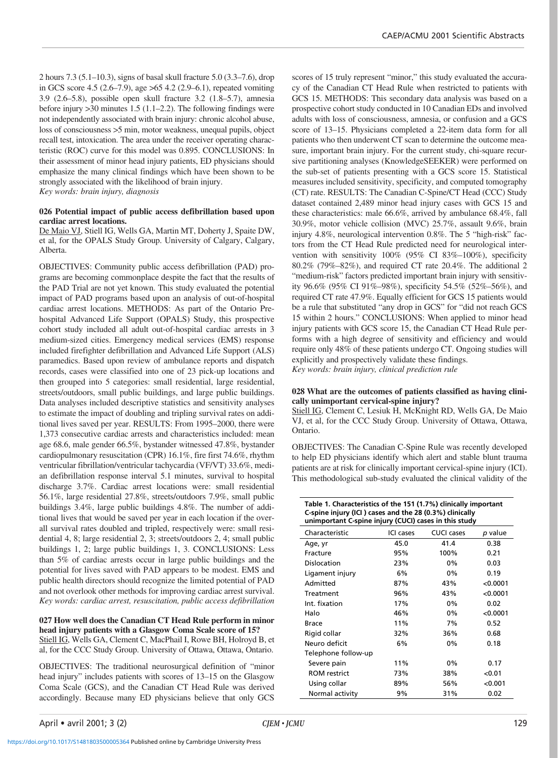2 hours 7.3 (5.1–10.3), signs of basal skull fracture 5.0 (3.3–7.6), drop in GCS score 4.5 (2.6–7.9), age >65 4.2 (2.9–6.1), repeated vomiting 3.9 (2.6–5.8), possible open skull fracture 3.2 (1.8–5.7), amnesia before injury >30 minutes 1.5 (1.1–2.2). The following findings were not independently associated with brain injury: chronic alcohol abuse, loss of consciousness >5 min, motor weakness, unequal pupils, object recall test, intoxication. The area under the receiver operating characteristic (ROC) curve for this model was 0.895. CONCLUSIONS: In their assessment of minor head injury patients, ED physicians should emphasize the many clinical findings which have been shown to be strongly associated with the likelihood of brain injury.
*Key words: brain injury, diagnosis*

### 026 Potential impact of public access defibrillation based upon cardiac arrest locations.

De Maio VJ, Stiell IG, Wells GA, Martin MT, Doherty J, Spaite DW, et al, for the OPALS Study Group. University of Calgary, Calgary, Alberta.

OBJECTIVES: Community public access defibrillation (PAD) programs are becoming commonplace despite the fact that the results of the PAD Trial are not yet known. This study evaluated the potential impact of PAD programs based upon an analysis of out-of-hospital cardiac arrest locations. METHODS: As part of the Ontario Prehospital Advanced Life Support (OPALS) Study, this prospective cohort study included all adult out-of-hospital cardiac arrests in 3 medium-sized cities. Emergency medical services (EMS) response included firefighter defibrillation and Advanced Life Support (ALS) paramedics. Based upon review of ambulance reports and dispatch records, cases were classified into one of 23 pick-up locations and then grouped into 5 categories: small residential, large residential, streets/outdoors, small public buildings, and large public buildings. Data analyses included descriptive statistics and sensitivity analyses to estimate the impact of doubling and tripling survival rates on additional lives saved per year. RESULTS: From 1995–2000, there were 1,373 consecutive cardiac arrests and characteristics included: mean age 68.6, male gender 66.5%, bystander witnessed 47.8%, bystander cardiopulmonary resuscitation (CPR) 16.1%, fire first 74.6%, rhythm ventricular fibrillation/ventricular tachycardia (VF/VT) 33.6%, median defibrillation response interval 5.1 minutes, survival to hospital discharge 3.7%. Cardiac arrest locations were: small residential 56.1%, large residential 27.8%, streets/outdoors 7.9%, small public buildings 3.4%, large public buildings 4.8%. The number of additional lives that would be saved per year in each location if the overall survival rates doubled and tripled, respectively were: small residential 4, 8; large residential 2, 3; streets/outdoors 2, 4; small public buildings 1, 2; large public buildings 1, 3. CONCLUSIONS: Less than 5% of cardiac arrests occur in large public buildings and the potential for lives saved with PAD appears to be modest. EMS and public health directors should recognize the limited potential of PAD and not overlook other methods for improving cardiac arrest survival.
*Key words: cardiac arrest, resuscitation, public access defibrillation*

### 027 How well does the Canadian CT Head Rule perform in minor head injury patients with a Glasgow Coma Scale score of 15?

Stiell IG, Wells GA, Clement C, MacPhail I, Rowe BH, Holroyd B, et al, for the CCC Study Group. University of Ottawa, Ottawa, Ontario.

OBJECTIVES: The traditional neurosurgical definition of "minor head injury" includes patients with scores of 13–15 on the Glasgow Coma Scale (GCS), and the Canadian CT Head Rule was derived accordingly. Because many ED physicians believe that only GCS scores of 15 truly represent "minor," this study evaluated the accuracy of the Canadian CT Head Rule when restricted to patients with GCS 15. METHODS: This secondary data analysis was based on a prospective cohort study conducted in 10 Canadian EDs and involved adults with loss of consciousness, amnesia, or confusion and a GCS score of 13–15. Physicians completed a 22-item data form for all patients who then underwent CT scan to determine the outcome measure, important brain injury. For the current study, chi-square recursive partitioning analyses (KnowledgeSEEKER) were performed on the sub-set of patients presenting with a GCS score 15. Statistical measures included sensitivity, specificity, and computed tomography (CT) rate. RESULTS: The Canadian C-Spine/CT Head (CCC) Study dataset contained 2,489 minor head injury cases with GCS 15 and these characteristics: male 66.6%, arrived by ambulance 68.4%, fall 30.9%, motor vehicle collision (MVC) 25.7%, assault 9.6%, brain injury 4.8%, neurological intervention 0.8%. The 5 "high-risk" factors from the CT Head Rule predicted need for neurological intervention with sensitivity 100% (95% CI 83%–100%), specificity 80.2% (79%–82%), and required CT rate 20.4%. The additional 2 "medium-risk" factors predicted important brain injury with sensitivity 96.6% (95% CI 91%–98%), specificity 54.5% (52%–56%), and required CT rate 47.9%. Equally efficient for GCS 15 patients would be a rule that substituted "any drop in GCS" for "did not reach GCS 15 within 2 hours." CONCLUSIONS: When applied to minor head injury patients with GCS score 15, the Canadian CT Head Rule performs with a high degree of sensitivity and efficiency and would require only 48% of these patients undergo CT. Ongoing studies will explicitly and prospectively validate these findings.
*Key words: brain injury, clinical prediction rule*

### 028 What are the outcomes of patients classified as having clinically unimportant cervical-spine injury?

Stiell IG, Clement C, Lesiuk H, McKnight RD, Wells GA, De Maio VJ, et al, for the CCC Study Group. University of Ottawa, Ottawa, Ontario.

OBJECTIVES: The Canadian C-Spine Rule was recently developed to help ED physicians identify which alert and stable blunt trauma patients are at risk for clinically important cervical-spine injury (ICI). This methodological sub-study evaluated the clinical validity of the

**Table 1. Characteristics of the 151 (1.7%) clinically important C-spine injury (ICI ) cases and the 28 (0.3%) clinically unimportant C-spine injury (CUCI) cases in this study**

| Characteristic | ICI cases | CUCI cases | *p* value |
|---|---|---|---|
| Age, yr | 45.0 | 41.4 | 0.38 |
| Fracture | 95% | 100% | 0.21 |
| Dislocation | 23% | 0% | 0.03 |
| Ligament injury | 6% | 0% | 0.19 |
| Admitted | 87% | 43% | <0.0001 |
| Treatment | 96% | 43% | <0.0001 |
| Int. fixation | 17% | 0% | 0.02 |
| Halo | 46% | 0% | <0.0001 |
| Brace | 11% | 7% | 0.52 |
| Rigid collar | 32% | 36% | 0.68 |
| Neuro deficit | 6% | 0% | 0.18 |
| Telephone follow-up | | | |
| Severe pain | 11% | 0% | 0.17 |
| ROM restrict | 73% | 38% | <0.01 |
| Using collar | 89% | 56% | <0.001 |
| Normal activity | 9% | 31% | 0.02 |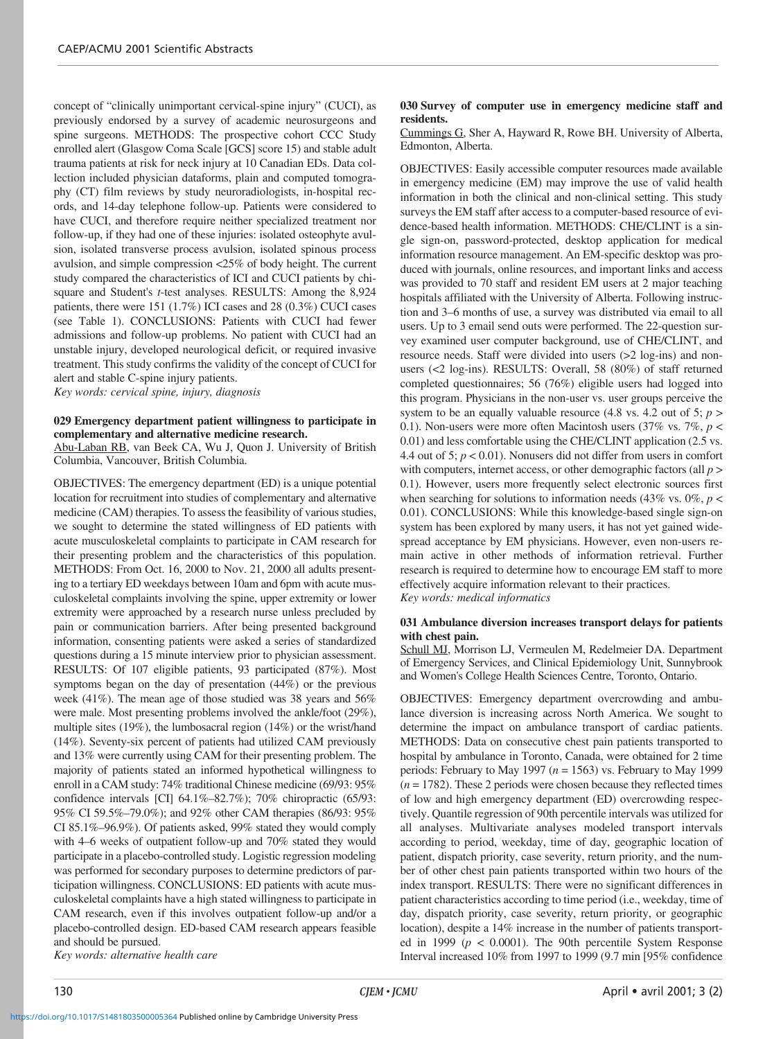concept of "clinically unimportant cervical-spine injury" (CUCI), as previously endorsed by a survey of academic neurosurgeons and spine surgeons. METHODS: The prospective cohort CCC Study enrolled alert (Glasgow Coma Scale [GCS] score 15) and stable adult trauma patients at risk for neck injury at 10 Canadian EDs. Data collection included physician dataforms, plain and computed tomography (CT) film reviews by study neuroradiologists, in-hospital records, and 14-day telephone follow-up. Patients were considered to have CUCI, and therefore require neither specialized treatment nor follow-up, if they had one of these injuries: isolated osteophyte avulsion, isolated transverse process avulsion, isolated spinous process avulsion, and simple compression <25% of body height. The current study compared the characteristics of ICI and CUCI patients by chi-square and Student's *t*-test analyses. RESULTS: Among the 8,924 patients, there were 151 (1.7%) ICI cases and 28 (0.3%) CUCI cases (see Table 1). CONCLUSIONS: Patients with CUCI had fewer admissions and follow-up problems. No patient with CUCI had an unstable injury, developed neurological deficit, or required invasive treatment. This study confirms the validity of the concept of CUCI for alert and stable C-spine injury patients.

*Key words: cervical spine, injury, diagnosis*

**029 Emergency department patient willingness to participate in complementary and alternative medicine research.**

Abu-Laban RB, van Beek CA, Wu J, Quon J. University of British Columbia, Vancouver, British Columbia.

OBJECTIVES: The emergency department (ED) is a unique potential location for recruitment into studies of complementary and alternative medicine (CAM) therapies. To assess the feasibility of various studies, we sought to determine the stated willingness of ED patients with acute musculoskeletal complaints to participate in CAM research for their presenting problem and the characteristics of this population. METHODS: From Oct. 16, 2000 to Nov. 21, 2000 all adults presenting to a tertiary ED weekdays between 10am and 6pm with acute musculoskeletal complaints involving the spine, upper extremity or lower extremity were approached by a research nurse unless precluded by pain or communication barriers. After being presented background information, consenting patients were asked a series of standardized questions during a 15 minute interview prior to physician assessment. RESULTS: Of 107 eligible patients, 93 participated (87%). Most symptoms began on the day of presentation (44%) or the previous week (41%). The mean age of those studied was 38 years and 56% were male. Most presenting problems involved the ankle/foot (29%), multiple sites (19%), the lumbosacral region (14%) or the wrist/hand (14%). Seventy-six percent of patients had utilized CAM previously and 13% were currently using CAM for their presenting problem. The majority of patients stated an informed hypothetical willingness to enroll in a CAM study: 74% traditional Chinese medicine (69/93: 95% confidence intervals [CI] 64.1%–82.7%); 70% chiropractic (65/93: 95% CI 59.5%–79.0%); and 92% other CAM therapies (86/93: 95% CI 85.1%–96.9%). Of patients asked, 99% stated they would comply with 4–6 weeks of outpatient follow-up and 70% stated they would participate in a placebo-controlled study. Logistic regression modeling was performed for secondary purposes to determine predictors of participation willingness. CONCLUSIONS: ED patients with acute musculoskeletal complaints have a high stated willingness to participate in CAM research, even if this involves outpatient follow-up and/or a placebo-controlled design. ED-based CAM research appears feasible and should be pursued.

*Key words: alternative health care*

**030 Survey of computer use in emergency medicine staff and residents.**

Cummings G, Sher A, Hayward R, Rowe BH. University of Alberta, Edmonton, Alberta.

OBJECTIVES: Easily accessible computer resources made available in emergency medicine (EM) may improve the use of valid health information in both the clinical and non-clinical setting. This study surveys the EM staff after access to a computer-based resource of evidence-based health information. METHODS: CHE/CLINT is a single sign-on, password-protected, desktop application for medical information resource management. An EM-specific desktop was produced with journals, online resources, and important links and access was provided to 70 staff and resident EM users at 2 major teaching hospitals affiliated with the University of Alberta. Following instruction and 3–6 months of use, a survey was distributed via email to all users. Up to 3 email send outs were performed. The 22-question survey examined user computer background, use of CHE/CLINT, and resource needs. Staff were divided into users (>2 log-ins) and nonusers (<2 log-ins). RESULTS: Overall, 58 (80%) of staff returned completed questionnaires; 56 (76%) eligible users had logged into this program. Physicians in the non-user vs. user groups perceive the system to be an equally valuable resource (4.8 vs. 4.2 out of 5; $p > 0.1$). Non-users were more often Macintosh users (37% vs. 7%, $p < 0.01$) and less comfortable using the CHE/CLINT application (2.5 vs. 4.4 out of 5; $p < 0.01$). Nonusers did not differ from users in comfort with computers, internet access, or other demographic factors (all $p > 0.1$). However, users more frequently select electronic sources first when searching for solutions to information needs (43% vs. 0%, $p < 0.01$). CONCLUSIONS: While this knowledge-based single sign-on system has been explored by many users, it has not yet gained widespread acceptance by EM physicians. However, even non-users remain active in other methods of information retrieval. Further research is required to determine how to encourage EM staff to more effectively acquire information relevant to their practices.

*Key words: medical informatics*

**031 Ambulance diversion increases transport delays for patients with chest pain.**

Schull MJ, Morrison LJ, Vermeulen M, Redelmeier DA. Department of Emergency Services, and Clinical Epidemiology Unit, Sunnybrook and Women's College Health Sciences Centre, Toronto, Ontario.

OBJECTIVES: Emergency department overcrowding and ambulance diversion is increasing across North America. We sought to determine the impact on ambulance transport of cardiac patients. METHODS: Data on consecutive chest pain patients transported to hospital by ambulance in Toronto, Canada, were obtained for 2 time periods: February to May 1997 ($n = 1563$) vs. February to May 1999 ($n = 1782$). These 2 periods were chosen because they reflected times of low and high emergency department (ED) overcrowding respectively. Quantile regression of 90th percentile intervals was utilized for all analyses. Multivariate analyses modeled transport intervals according to period, weekday, time of day, geographic location of patient, dispatch priority, case severity, return priority, and the number of other chest pain patients transported within two hours of the index transport. RESULTS: There were no significant differences in patient characteristics according to time period (i.e., weekday, time of day, dispatch priority, case severity, return priority, or geographic location), despite a 14% increase in the number of patients transported in 1999 ($p < 0.0001$). The 90th percentile System Response Interval increased 10% from 1997 to 1999 (9.7 min [95% confidence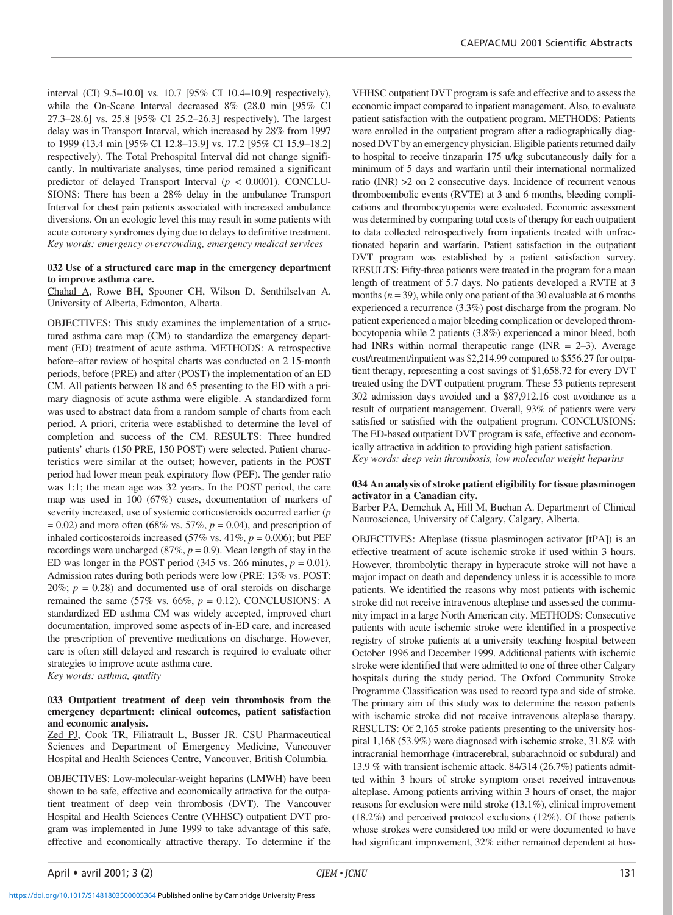interval (CI) 9.5–10.0] vs. 10.7 [95% CI 10.4–10.9] respectively), while the On-Scene Interval decreased 8% (28.0 min [95% CI 27.3–28.6] vs. 25.8 [95% CI 25.2–26.3] respectively). The largest delay was in Transport Interval, which increased by 28% from 1997 to 1999 (13.4 min [95% CI 12.8–13.9] vs. 17.2 [95% CI 15.9–18.2] respectively). The Total Prehospital Interval did not change significantly. In multivariate analyses, time period remained a significant predictor of delayed Transport Interval ($p < 0.0001$). CONCLUSIONS: There has been a 28% delay in the ambulance Transport Interval for chest pain patients associated with increased ambulance diversions. On an ecologic level this may result in some patients with acute coronary syndromes dying due to delays to definitive treatment.
*Key words: emergency overcrowding, emergency medical services*

### 032 Use of a structured care map in the emergency department to improve asthma care.

Chahal A, Rowe BH, Spooner CH, Wilson D, Senthilselvan A. University of Alberta, Edmonton, Alberta.

OBJECTIVES: This study examines the implementation of a structured asthma care map (CM) to standardize the emergency department (ED) treatment of acute asthma. METHODS: A retrospective before–after review of hospital charts was conducted on 2 15-month periods, before (PRE) and after (POST) the implementation of an ED CM. All patients between 18 and 65 presenting to the ED with a primary diagnosis of acute asthma were eligible. A standardized form was used to abstract data from a random sample of charts from each period. A priori, criteria were established to determine the level of completion and success of the CM. RESULTS: Three hundred patients' charts (150 PRE, 150 POST) were selected. Patient characteristics were similar at the outset; however, patients in the POST period had lower mean peak expiratory flow (PEF). The gender ratio was 1:1; the mean age was 32 years. In the POST period, the care map was used in 100 (67%) cases, documentation of markers of severity increased, use of systemic corticosteroids occurred earlier ($p = 0.02$) and more often (68% vs. 57%, $p = 0.04$), and prescription of inhaled corticosteroids increased (57% vs. 41%, $p = 0.006$); but PEF recordings were unchanged (87%, $p = 0.9$). Mean length of stay in the ED was longer in the POST period (345 vs. 266 minutes, $p = 0.01$). Admission rates during both periods were low (PRE: 13% vs. POST: 20%; $p = 0.28$) and documented use of oral steroids on discharge remained the same (57% vs. 66%, $p = 0.12$). CONCLUSIONS: A standardized ED asthma CM was widely accepted, improved chart documentation, improved some aspects of in-ED care, and increased the prescription of preventive medications on discharge. However, care is often still delayed and research is required to evaluate other strategies to improve acute asthma care.
*Key words: asthma, quality*

### 033 Outpatient treatment of deep vein thrombosis from the emergency department: clinical outcomes, patient satisfaction and economic analysis.

Zed PJ, Cook TR, Filiatrault L, Busser JR. CSU Pharmaceutical Sciences and Department of Emergency Medicine, Vancouver Hospital and Health Sciences Centre, Vancouver, British Columbia.

OBJECTIVES: Low-molecular-weight heparins (LMWH) have been shown to be safe, effective and economically attractive for the outpatient treatment of deep vein thrombosis (DVT). The Vancouver Hospital and Health Sciences Centre (VHHSC) outpatient DVT program was implemented in June 1999 to take advantage of this safe, effective and economically attractive therapy. To determine if the VHHSC outpatient DVT program is safe and effective and to assess the economic impact compared to inpatient management. Also, to evaluate patient satisfaction with the outpatient program. METHODS: Patients were enrolled in the outpatient program after a radiographically diagnosed DVT by an emergency physician. Eligible patients returned daily to hospital to receive tinzaparin 175 u/kg subcutaneously daily for a minimum of 5 days and warfarin until their international normalized ratio (INR) >2 on 2 consecutive days. Incidence of recurrent venous thromboembolic events (RVTE) at 3 and 6 months, bleeding complications and thrombocytopenia were evaluated. Economic assessment was determined by comparing total costs of therapy for each outpatient to data collected retrospectively from inpatients treated with unfractionated heparin and warfarin. Patient satisfaction in the outpatient DVT program was established by a patient satisfaction survey. RESULTS: Fifty-three patients were treated in the program for a mean length of treatment of 5.7 days. No patients developed a RVTE at 3 months ($n = 39$), while only one patient of the 30 evaluable at 6 months experienced a recurrence (3.3%) post discharge from the program. No patient experienced a major bleeding complication or developed thrombocytopenia while 2 patients (3.8%) experienced a minor bleed, both had INRs within normal therapeutic range (INR = 2–3). Average cost/treatment/inpatient was $2,214.99 compared to $556.27 for outpatient therapy, representing a cost savings of $1,658.72 for every DVT treated using the DVT outpatient program. These 53 patients represent 302 admission days avoided and a $87,912.16 cost avoidance as a result of outpatient management. Overall, 93% of patients were very satisfied or satisfied with the outpatient program. CONCLUSIONS: The ED-based outpatient DVT program is safe, effective and economically attractive in addition to providing high patient satisfaction.
*Key words: deep vein thrombosis, low molecular weight heparins*

### 034 An analysis of stroke patient eligibility for tissue plasminogen activator in a Canadian city.

Barber PA, Demchuk A, Hill M, Buchan A. Departmenrt of Clinical Neuroscience, University of Calgary, Calgary, Alberta.

OBJECTIVES: Alteplase (tissue plasminogen activator [tPA]) is an effective treatment of acute ischemic stroke if used within 3 hours. However, thrombolytic therapy in hyperacute stroke will not have a major impact on death and dependency unless it is accessible to more patients. We identified the reasons why most patients with ischemic stroke did not receive intravenous alteplase and assessed the community impact in a large North American city. METHODS: Consecutive patients with acute ischemic stroke were identified in a prospective registry of stroke patients at a university teaching hospital between October 1996 and December 1999. Additional patients with ischemic stroke were identified that were admitted to one of three other Calgary hospitals during the study period. The Oxford Community Stroke Programme Classification was used to record type and side of stroke. The primary aim of this study was to determine the reason patients with ischemic stroke did not receive intravenous alteplase therapy. RESULTS: Of 2,165 stroke patients presenting to the university hospital 1,168 (53.9%) were diagnosed with ischemic stroke, 31.8% with intracranial hemorrhage (intracerebral, subarachnoid or subdural) and 13.9 % with transient ischemic attack. 84/314 (26.7%) patients admitted within 3 hours of stroke symptom onset received intravenous alteplase. Among patients arriving within 3 hours of onset, the major reasons for exclusion were mild stroke (13.1%), clinical improvement (18.2%) and perceived protocol exclusions (12%). Of those patients whose strokes were considered too mild or were documented to have had significant improvement, 32% either remained dependent at hos-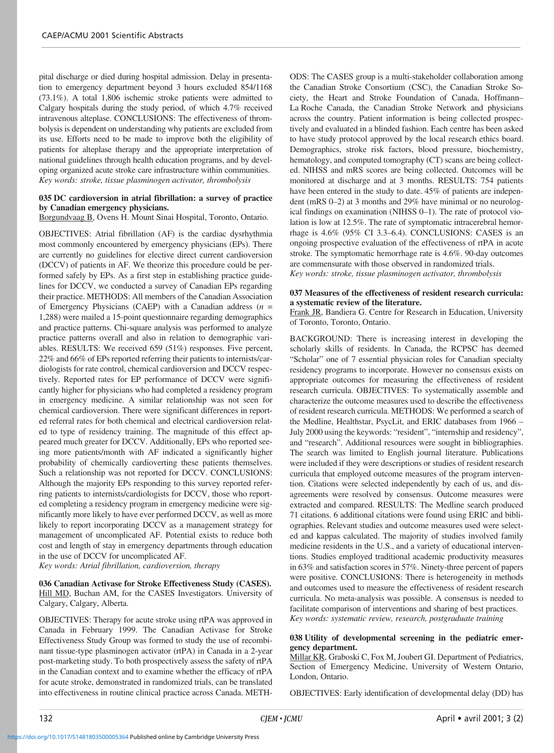pital discharge or died during hospital admission. Delay in presentation to emergency department beyond 3 hours excluded 854/1168 (73.1%). A total 1,806 ischemic stroke patients were admitted to Calgary hospitals during the study period, of which 4.7% received intravenous alteplase. CONCLUSIONS: The effectiveness of thrombolysis is dependent on understanding why patients are excluded from its use. Efforts need to be made to improve both the eligibility of patients for alteplase therapy and the appropriate interpretation of national guidelines through health education programs, and by developing organized acute stroke care infrastructure within communities.
*Key words: stroke, tissue plasminogen activator, thrombolysis*

**035 DC cardioversion in atrial fibrillation: a survey of practice by Canadian emergency physicians.**
Borgundvaag B, Ovens H. Mount Sinai Hospital, Toronto, Ontario.

OBJECTIVES: Atrial fibrillation (AF) is the cardiac dysrhythmia most commonly encountered by emergency physicians (EPs). There are currently no guidelines for elective direct current cardioversion (DCCV) of patients in AF. We theorize this procedure could be performed safely by EPs. As a first step in establishing practice guidelines for DCCV, we conducted a survey of Canadian EPs regarding their practice. METHODS: All members of the Canadian Association of Emergency Physicians (CAEP) with a Canadian address ($n$ = 1,288) were mailed a 15-point questionnaire regarding demographics and practice patterns. Chi-square analysis was performed to analyze practice patterns overall and also in relation to demographic variables. RESULTS: We received 659 (51%) responses. Five percent, 22% and 66% of EPs reported referring their patients to internists/cardiologists for rate control, chemical cardioversion and DCCV respectively. Reported rates for EP performance of DCCV were significantly higher for physicians who had completed a residency program in emergency medicine. A similar relationship was not seen for chemical cardioversion. There were significant differences in reported referral rates for both chemical and electrical cardioversion related to type of residency training. The magnitude of this effect appeared much greater for DCCV. Additionally, EPs who reported seeing more patients/month with AF indicated a significantly higher probability of chemically cardioverting these patients themselves. Such a relationship was not reported for DCCV. CONCLUSIONS: Although the majority EPs responding to this survey reported referring patients to internists/cardiologists for DCCV, those who reported completing a residency program in emergency medicine were significantly more likely to have ever performed DCCV, as well as more likely to report incorporating DCCV as a management strategy for management of uncomplicated AF. Potential exists to reduce both cost and length of stay in emergency departments through education in the use of DCCV for uncomplicated AF.
*Key words: Atrial fibrillation, cardioversion, therapy*

**036 Canadian Activase for Stroke Effectiveness Study (CASES).**
Hill MD, Buchan AM, for the CASES Investigators. University of Calgary, Calgary, Alberta.

OBJECTIVES: Therapy for acute stroke using rtPA was approved in Canada in February 1999. The Canadian Activase for Stroke Effectiveness Study Group was formed to study the use of recombinant tissue-type plasminogen activator (rtPA) in Canada in a 2-year post-marketing study. To both prospectively assess the safety of rtPA in the Canadian context and to examine whether the efficacy of rtPA for acute stroke, demonstrated in randomized trials, can be translated into effectiveness in routine clinical practice across Canada. METHODS: The CASES group is a multi-stakeholder collaboration among the Canadian Stroke Consortium (CSC), the Canadian Stroke Society, the Heart and Stroke Foundation of Canada, Hoffmann–La Roche Canada, the Canadian Stroke Network and physicians across the country. Patient information is being collected prospectively and evaluated in a blinded fashion. Each centre has been asked to have study protocol approved by the local research ethics board. Demographics, stroke risk factors, blood pressure, biochemistry, hematology, and computed tomography (CT) scans are being collected. NIHSS and mRS scores are being collected. Outcomes will be monitored at discharge and at 3 months. RESULTS: 754 patients have been entered in the study to date. 45% of patients are independent (mRS 0–2) at 3 months and 29% have minimal or no neurological findings on examination (NIHSS 0–1). The rate of protocol violation is low at 12.5%. The rate of symptomatic intracerebral hemorrhage is 4.6% (95% CI 3.3–6.4). CONCLUSIONS: CASES is an ongoing prospective evaluation of the effectiveness of rtPA in acute stroke. The symptomatic hemorrhage rate is 4.6%. 90-day outcomes are commensurate with those observed in randomized trials.
*Key words: stroke, tissue plasminogen activator, thrombolysis*

**037 Measures of the effectiveness of resident research curricula: a systematic review of the literature.**
Frank JR, Bandiera G. Centre for Research in Education, University of Toronto, Toronto, Ontario.

BACKGROUND: There is increasing interest in developing the scholarly skills of residents. In Canada, the RCPSC has deemed "Scholar" one of 7 essential physician roles for Canadian specialty residency programs to incorporate. However no consensus exists on appropriate outcomes for measuring the effectiveness of resident research curricula. OBJECTIVES: To systematically assemble and characterize the outcome measures used to describe the effectiveness of resident research curricula. METHODS: We performed a search of the Medline, Healthstar, PsycLit, and ERIC databases from 1966 – July 2000 using the keywords: "resident", "internship and residency", and "research". Additional resources were sought in bibliographies. The search was limited to English journal literature. Publications were included if they were descriptions or studies of resident research curricula that employed outcome measures of the program intervention. Citations were selected independently by each of us, and disagreements were resolved by consensus. Outcome measures were extracted and compared. RESULTS: The Medline search produced 71 citations. 6 additional citations were found using ERIC and bibliographies. Relevant studies and outcome measures used were selected and kappas calculated. The majority of studies involved family medicine residents in the U.S., and a variety of educational interventions. Studies employed traditional academic productivity measures in 63% and satisfaction scores in 57%. Ninety-three percent of papers were positive. CONCLUSIONS: There is heterogeneity in methods and outcomes used to measure the effectiveness of resident research curricula. No meta-analysis was possible. A consensus is needed to facilitate comparison of interventions and sharing of best practices.
*Key words: systematic review, research, postgraduate training*

**038 Utility of developmental screening in the pediatric emergency department.**
Millar KR, Graboski C, Fox M, Joubert GI. Department of Pediatrics, Section of Emergency Medicine, University of Western Ontario, London, Ontario.

OBJECTIVES: Early identification of developmental delay (DD) has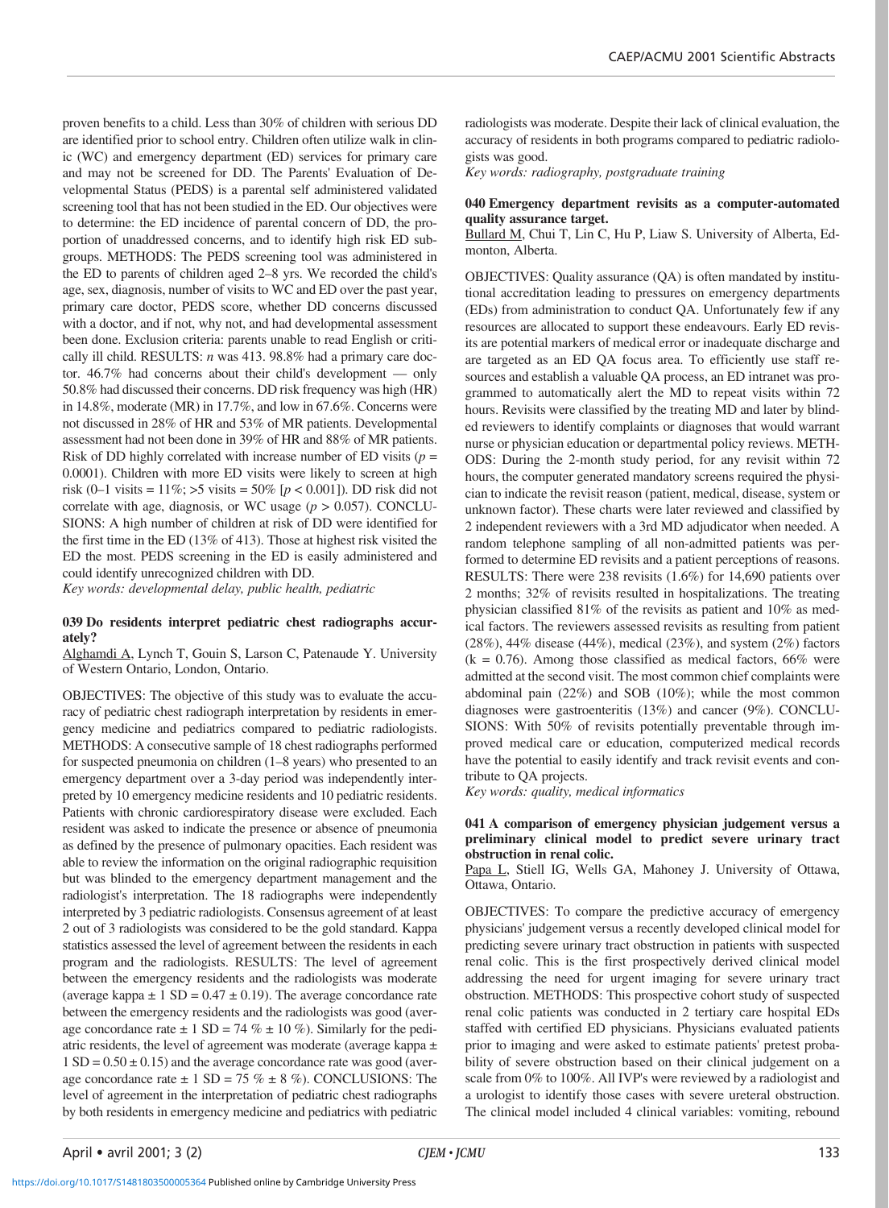proven benefits to a child. Less than 30% of children with serious DD are identified prior to school entry. Children often utilize walk in clinic (WC) and emergency department (ED) services for primary care and may not be screened for DD. The Parents' Evaluation of Developmental Status (PEDS) is a parental self administered validated screening tool that has not been studied in the ED. Our objectives were to determine: the ED incidence of parental concern of DD, the proportion of unaddressed concerns, and to identify high risk ED subgroups. METHODS: The PEDS screening tool was administered in the ED to parents of children aged 2–8 yrs. We recorded the child's age, sex, diagnosis, number of visits to WC and ED over the past year, primary care doctor, PEDS score, whether DD concerns discussed with a doctor, and if not, why not, and had developmental assessment been done. Exclusion criteria: parents unable to read English or critically ill child. RESULTS: *n* was 413. 98.8% had a primary care doctor. 46.7% had concerns about their child's development — only 50.8% had discussed their concerns. DD risk frequency was high (HR) in 14.8%, moderate (MR) in 17.7%, and low in 67.6%. Concerns were not discussed in 28% of HR and 53% of MR patients. Developmental assessment had not been done in 39% of HR and 88% of MR patients. Risk of DD highly correlated with increase number of ED visits ($p$ = 0.0001). Children with more ED visits were likely to screen at high risk (0–1 visits = 11%; >5 visits = 50% [$p < 0.001$]). DD risk did not correlate with age, diagnosis, or WC usage ($p > 0.057$). CONCLUSIONS: A high number of children at risk of DD were identified for the first time in the ED (13% of 413). Those at highest risk visited the ED the most. PEDS screening in the ED is easily administered and could identify unrecognized children with DD.

*Key words: developmental delay, public health, pediatric*

**039 Do residents interpret pediatric chest radiographs accurately?**

Alghamdi A, Lynch T, Gouin S, Larson C, Patenaude Y. University of Western Ontario, London, Ontario.

OBJECTIVES: The objective of this study was to evaluate the accuracy of pediatric chest radiograph interpretation by residents in emergency medicine and pediatrics compared to pediatric radiologists. METHODS: A consecutive sample of 18 chest radiographs performed for suspected pneumonia on children (1–8 years) who presented to an emergency department over a 3-day period was independently interpreted by 10 emergency medicine residents and 10 pediatric residents. Patients with chronic cardiorespiratory disease were excluded. Each resident was asked to indicate the presence or absence of pneumonia as defined by the presence of pulmonary opacities. Each resident was able to review the information on the original radiographic requisition but was blinded to the emergency department management and the radiologist's interpretation. The 18 radiographs were independently interpreted by 3 pediatric radiologists. Consensus agreement of at least 2 out of 3 radiologists was considered to be the gold standard. Kappa statistics assessed the level of agreement between the residents in each program and the radiologists. RESULTS: The level of agreement between the emergency residents and the radiologists was moderate (average kappa ± 1 SD = 0.47 ± 0.19). The average concordance rate between the emergency residents and the radiologists was good (average concordance rate ± 1 SD = 74 % ± 10 %). Similarly for the pediatric residents, the level of agreement was moderate (average kappa ± 1 SD = 0.50 ± 0.15) and the average concordance rate was good (average concordance rate ± 1 SD = 75 % ± 8 %). CONCLUSIONS: The level of agreement in the interpretation of pediatric chest radiographs by both residents in emergency medicine and pediatrics with pediatric radiologists was moderate. Despite their lack of clinical evaluation, the accuracy of residents in both programs compared to pediatric radiologists was good.

*Key words: radiography, postgraduate training*

**040 Emergency department revisits as a computer-automated quality assurance target.**

Bullard M, Chui T, Lin C, Hu P, Liaw S. University of Alberta, Edmonton, Alberta.

OBJECTIVES: Quality assurance (QA) is often mandated by institutional accreditation leading to pressures on emergency departments (EDs) from administration to conduct QA. Unfortunately few if any resources are allocated to support these endeavours. Early ED revisits are potential markers of medical error or inadequate discharge and are targeted as an ED QA focus area. To efficiently use staff resources and establish a valuable QA process, an ED intranet was programmed to automatically alert the MD to repeat visits within 72 hours. Revisits were classified by the treating MD and later by blinded reviewers to identify complaints or diagnoses that would warrant nurse or physician education or departmental policy reviews. METHODS: During the 2-month study period, for any revisit within 72 hours, the computer generated mandatory screens required the physician to indicate the revisit reason (patient, medical, disease, system or unknown factor). These charts were later reviewed and classified by 2 independent reviewers with a 3rd MD adjudicator when needed. A random telephone sampling of all non-admitted patients was performed to determine ED revisits and a patient perceptions of reasons. RESULTS: There were 238 revisits (1.6%) for 14,690 patients over 2 months; 32% of revisits resulted in hospitalizations. The treating physician classified 81% of the revisits as patient and 10% as medical factors. The reviewers assessed revisits as resulting from patient (28%), 44% disease (44%), medical (23%), and system (2%) factors (k = 0.76). Among those classified as medical factors, 66% were admitted at the second visit. The most common chief complaints were abdominal pain (22%) and SOB (10%); while the most common diagnoses were gastroenteritis (13%) and cancer (9%). CONCLUSIONS: With 50% of revisits potentially preventable through improved medical care or education, computerized medical records have the potential to easily identify and track revisit events and contribute to QA projects.

*Key words: quality, medical informatics*

**041 A comparison of emergency physician judgement versus a preliminary clinical model to predict severe urinary tract obstruction in renal colic.**

Papa L, Stiell IG, Wells GA, Mahoney J. University of Ottawa, Ottawa, Ontario.

OBJECTIVES: To compare the predictive accuracy of emergency physicians' judgement versus a recently developed clinical model for predicting severe urinary tract obstruction in patients with suspected renal colic. This is the first prospectively derived clinical model addressing the need for urgent imaging for severe urinary tract obstruction. METHODS: This prospective cohort study of suspected renal colic patients was conducted in 2 tertiary care hospital EDs staffed with certified ED physicians. Physicians evaluated patients prior to imaging and were asked to estimate patients' pretest probability of severe obstruction based on their clinical judgement on a scale from 0% to 100%. All IVP's were reviewed by a radiologist and a urologist to identify those cases with severe ureteral obstruction. The clinical model included 4 clinical variables: vomiting, rebound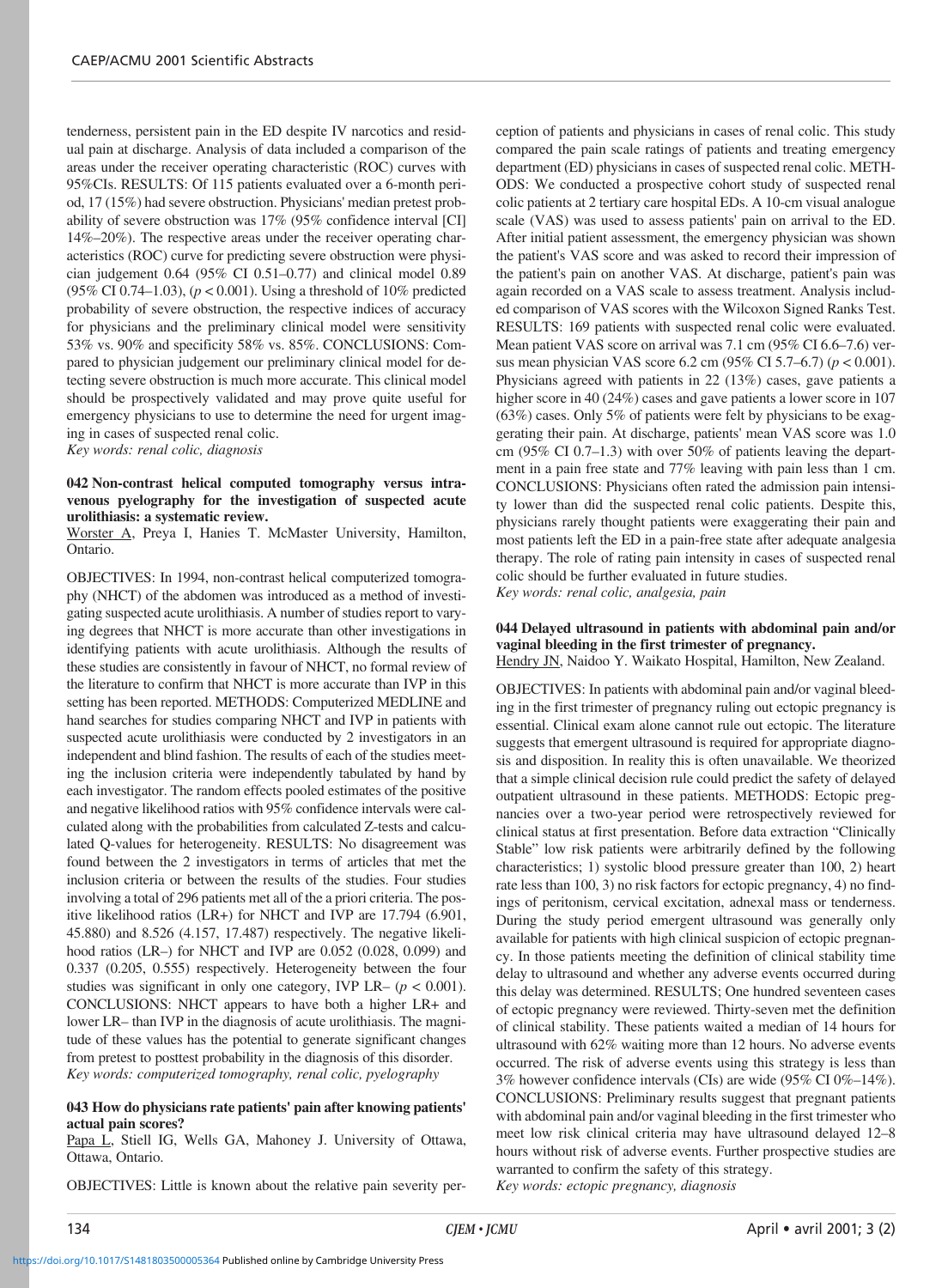tenderness, persistent pain in the ED despite IV narcotics and residual pain at discharge. Analysis of data included a comparison of the areas under the receiver operating characteristic (ROC) curves with 95%CIs. RESULTS: Of 115 patients evaluated over a 6-month period, 17 (15%) had severe obstruction. Physicians' median pretest probability of severe obstruction was 17% (95% confidence interval [CI] 14%–20%). The respective areas under the receiver operating characteristics (ROC) curve for predicting severe obstruction were physician judgement 0.64 (95% CI 0.51–0.77) and clinical model 0.89 (95% CI 0.74–1.03), ($p < 0.001$). Using a threshold of 10% predicted probability of severe obstruction, the respective indices of accuracy for physicians and the preliminary clinical model were sensitivity 53% vs. 90% and specificity 58% vs. 85%. CONCLUSIONS: Compared to physician judgement our preliminary clinical model for detecting severe obstruction is much more accurate. This clinical model should be prospectively validated and may prove quite useful for emergency physicians to use to determine the need for urgent imaging in cases of suspected renal colic.

*Key words: renal colic, diagnosis*

### 042 Non-contrast helical computed tomography versus intravenous pyelography for the investigation of suspected acute urolithiasis: a systematic review.

Worster A, Preya I, Hanies T. McMaster University, Hamilton, Ontario.

OBJECTIVES: In 1994, non-contrast helical computerized tomography (NHCT) of the abdomen was introduced as a method of investigating suspected acute urolithiasis. A number of studies report to varying degrees that NHCT is more accurate than other investigations in identifying patients with acute urolithiasis. Although the results of these studies are consistently in favour of NHCT, no formal review of the literature to confirm that NHCT is more accurate than IVP in this setting has been reported. METHODS: Computerized MEDLINE and hand searches for studies comparing NHCT and IVP in patients with suspected acute urolithiasis were conducted by 2 investigators in an independent and blind fashion. The results of each of the studies meeting the inclusion criteria were independently tabulated by hand by each investigator. The random effects pooled estimates of the positive and negative likelihood ratios with 95% confidence intervals were calculated along with the probabilities from calculated Z-tests and calculated Q-values for heterogeneity. RESULTS: No disagreement was found between the 2 investigators in terms of articles that met the inclusion criteria or between the results of the studies. Four studies involving a total of 296 patients met all of the a priori criteria. The positive likelihood ratios (LR+) for NHCT and IVP are 17.794 (6.901, 45.880) and 8.526 (4.157, 17.487) respectively. The negative likelihood ratios (LR–) for NHCT and IVP are 0.052 (0.028, 0.099) and 0.337 (0.205, 0.555) respectively. Heterogeneity between the four studies was significant in only one category, IVP LR– ($p < 0.001$). CONCLUSIONS: NHCT appears to have both a higher LR+ and lower LR– than IVP in the diagnosis of acute urolithiasis. The magnitude of these values has the potential to generate significant changes from pretest to posttest probability in the diagnosis of this disorder.

*Key words: computerized tomography, renal colic, pyelography*

### 043 How do physicians rate patients' pain after knowing patients' actual pain scores?

Papa L, Stiell IG, Wells GA, Mahoney J. University of Ottawa, Ottawa, Ontario.

OBJECTIVES: Little is known about the relative pain severity perception of patients and physicians in cases of renal colic. This study compared the pain scale ratings of patients and treating emergency department (ED) physicians in cases of suspected renal colic. METHODS: We conducted a prospective cohort study of suspected renal colic patients at 2 tertiary care hospital EDs. A 10-cm visual analogue scale (VAS) was used to assess patients' pain on arrival to the ED. After initial patient assessment, the emergency physician was shown the patient's VAS score and was asked to record their impression of the patient's pain on another VAS. At discharge, patient's pain was again recorded on a VAS scale to assess treatment. Analysis included comparison of VAS scores with the Wilcoxon Signed Ranks Test. RESULTS: 169 patients with suspected renal colic were evaluated. Mean patient VAS score on arrival was 7.1 cm (95% CI 6.6–7.6) versus mean physician VAS score 6.2 cm (95% CI 5.7–6.7) ($p < 0.001$). Physicians agreed with patients in 22 (13%) cases, gave patients a higher score in 40 (24%) cases and gave patients a lower score in 107 (63%) cases. Only 5% of patients were felt by physicians to be exaggerating their pain. At discharge, patients' mean VAS score was 1.0 cm (95% CI 0.7–1.3) with over 50% of patients leaving the department in a pain free state and 77% leaving with pain less than 1 cm. CONCLUSIONS: Physicians often rated the admission pain intensity lower than did the suspected renal colic patients. Despite this, physicians rarely thought patients were exaggerating their pain and most patients left the ED in a pain-free state after adequate analgesia therapy. The role of rating pain intensity in cases of suspected renal colic should be further evaluated in future studies.

*Key words: renal colic, analgesia, pain*

### 044 Delayed ultrasound in patients with abdominal pain and/or vaginal bleeding in the first trimester of pregnancy.

Hendry JN, Naidoo Y. Waikato Hospital, Hamilton, New Zealand.

OBJECTIVES: In patients with abdominal pain and/or vaginal bleeding in the first trimester of pregnancy ruling out ectopic pregnancy is essential. Clinical exam alone cannot rule out ectopic. The literature suggests that emergent ultrasound is required for appropriate diagnosis and disposition. In reality this is often unavailable. We theorized that a simple clinical decision rule could predict the safety of delayed outpatient ultrasound in these patients. METHODS: Ectopic pregnancies over a two-year period were retrospectively reviewed for clinical status at first presentation. Before data extraction "Clinically Stable" low risk patients were arbitrarily defined by the following characteristics; 1) systolic blood pressure greater than 100, 2) heart rate less than 100, 3) no risk factors for ectopic pregnancy, 4) no findings of peritonism, cervical excitation, adnexal mass or tenderness. During the study period emergent ultrasound was generally only available for patients with high clinical suspicion of ectopic pregnancy. In those patients meeting the definition of clinical stability time delay to ultrasound and whether any adverse events occurred during this delay was determined. RESULTS; One hundred seventeen cases of ectopic pregnancy were reviewed. Thirty-seven met the definition of clinical stability. These patients waited a median of 14 hours for ultrasound with 62% waiting more than 12 hours. No adverse events occurred. The risk of adverse events using this strategy is less than 3% however confidence intervals (CIs) are wide (95% CI 0%–14%). CONCLUSIONS: Preliminary results suggest that pregnant patients with abdominal pain and/or vaginal bleeding in the first trimester who meet low risk clinical criteria may have ultrasound delayed 12–8 hours without risk of adverse events. Further prospective studies are warranted to confirm the safety of this strategy.

*Key words: ectopic pregnancy, diagnosis*